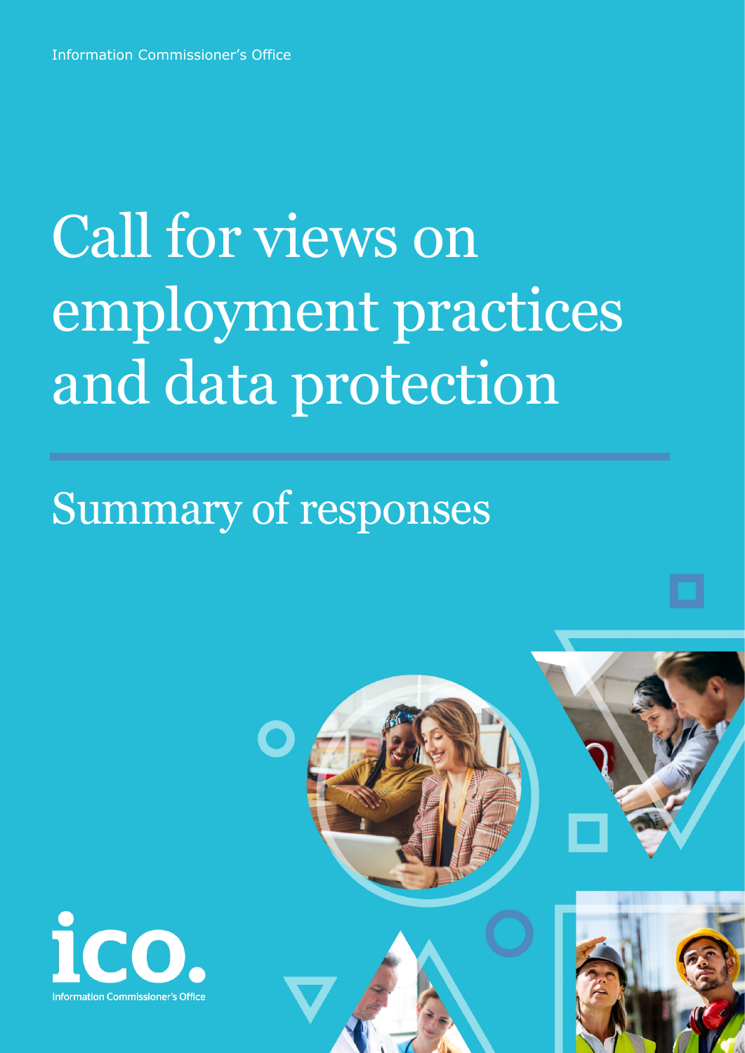Information Commissioner's Office

# Call for views on employment practices and data protection

## Summary of responses

Information Commissioner's Office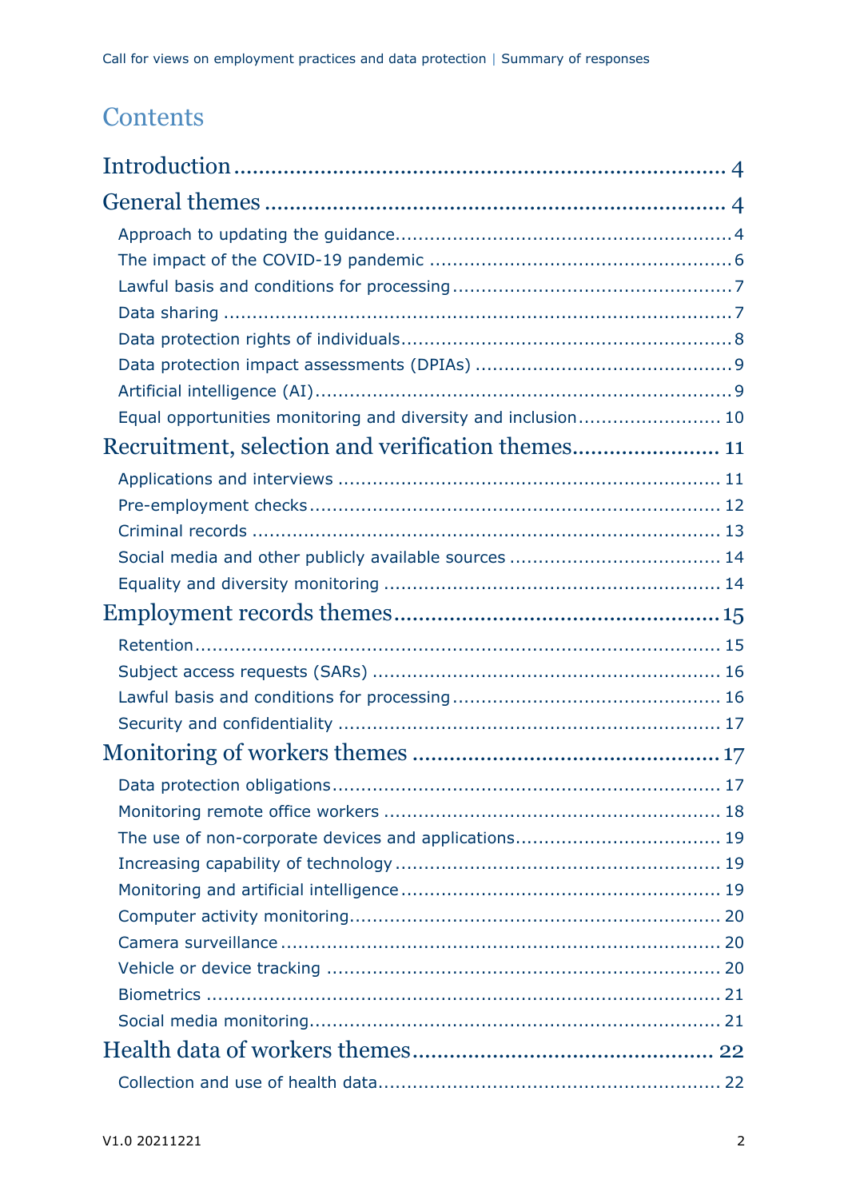# Contents

Introduction ........ 4

General themes ........ 4

- Approach to updating the guidance ........ 4
- The impact of the COVID-19 pandemic ........ 6
- Lawful basis and conditions for processing ........ 7
- Data sharing ........ 7
- Data protection rights of individuals ........ 8
- Data protection impact assessments (DPIAs) ........ 9
- Artificial intelligence (AI) ........ 9
- Equal opportunities monitoring and diversity and inclusion ........ 10

Recruitment, selection and verification themes ........ 11

- Applications and interviews ........ 11
- Pre-employment checks ........ 12
- Criminal records ........ 13
- Social media and other publicly available sources ........ 14
- Equality and diversity monitoring ........ 14

Employment records themes ........ 15

- Retention ........ 15
- Subject access requests (SARs) ........ 16
- Lawful basis and conditions for processing ........ 16
- Security and confidentiality ........ 17

Monitoring of workers themes ........ 17

- Data protection obligations ........ 17
- Monitoring remote office workers ........ 18
- The use of non-corporate devices and applications ........ 19
- Increasing capability of technology ........ 19
- Monitoring and artificial intelligence ........ 19
- Computer activity monitoring ........ 20
- Camera surveillance ........ 20
- Vehicle or device tracking ........ 20
- Biometrics ........ 21
- Social media monitoring ........ 21

Health data of workers themes ........ 22

- Collection and use of health data ........ 22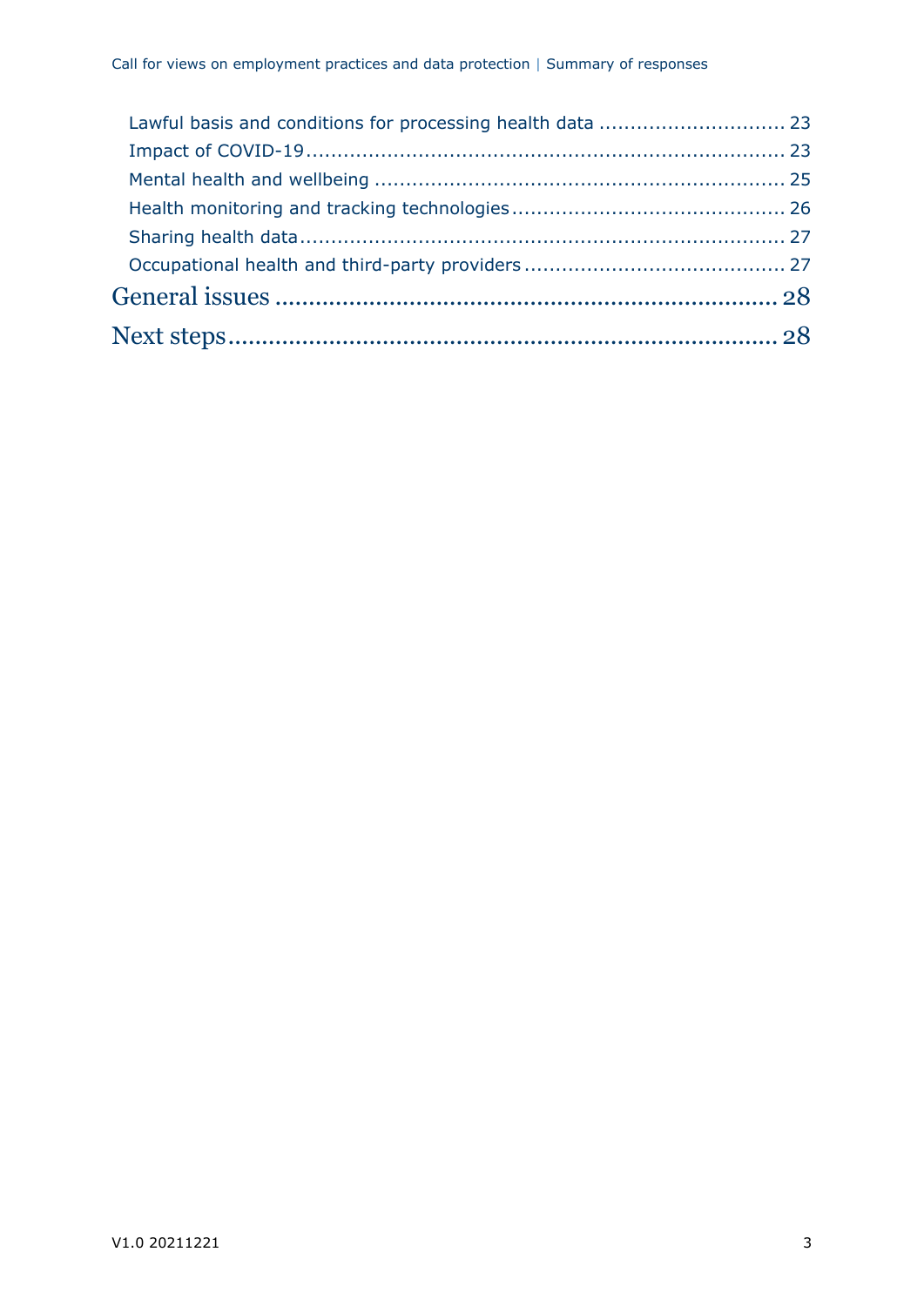Lawful basis and conditions for processing health data ............................. 23
Impact of COVID-19 ......................................................................... 23
Mental health and wellbeing ................................................................. 25
Health monitoring and tracking technologies ........................................... 26
Sharing health data .......................................................................... 27
Occupational health and third-party providers .......................................... 27

General issues ........................................................................ 28

Next steps ............................................................................. 28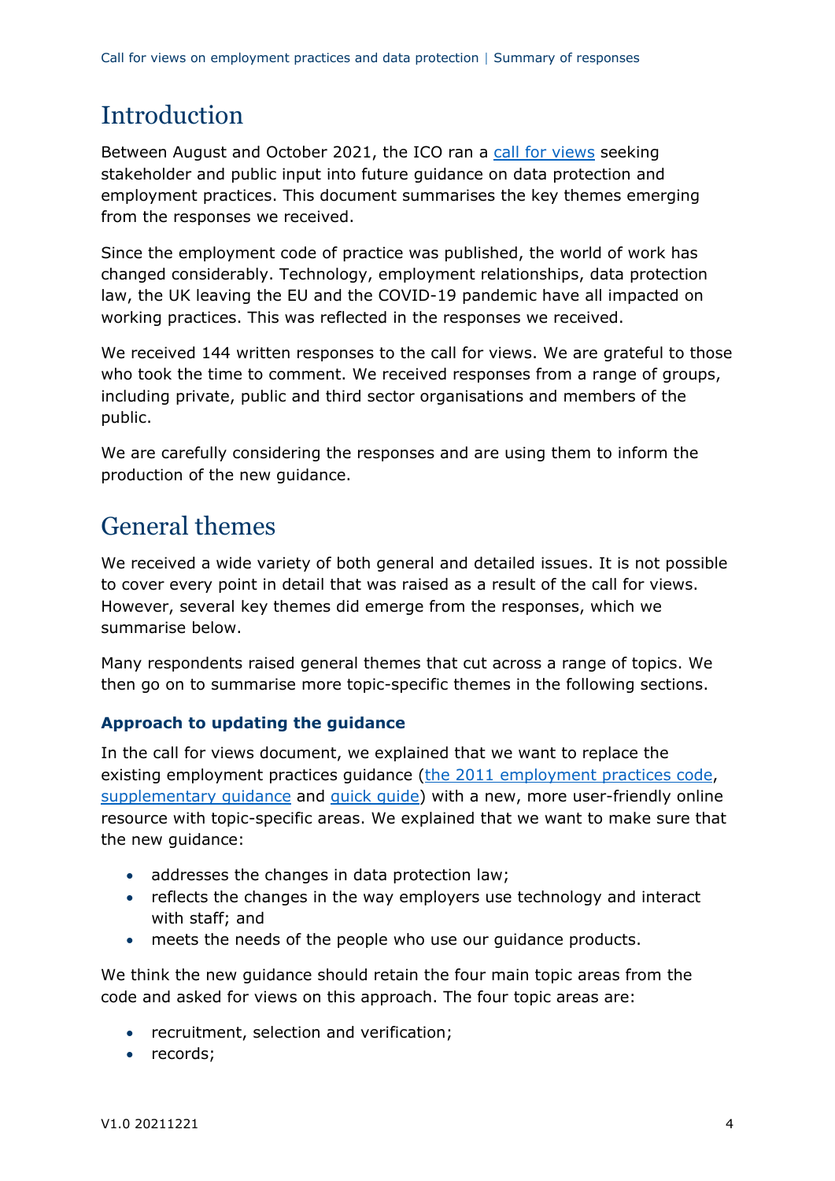# Introduction

Between August and October 2021, the ICO ran a call for views seeking stakeholder and public input into future guidance on data protection and employment practices. This document summarises the key themes emerging from the responses we received.

Since the employment code of practice was published, the world of work has changed considerably. Technology, employment relationships, data protection law, the UK leaving the EU and the COVID-19 pandemic have all impacted on working practices. This was reflected in the responses we received.

We received 144 written responses to the call for views. We are grateful to those who took the time to comment. We received responses from a range of groups, including private, public and third sector organisations and members of the public.

We are carefully considering the responses and are using them to inform the production of the new guidance.

# General themes

We received a wide variety of both general and detailed issues. It is not possible to cover every point in detail that was raised as a result of the call for views. However, several key themes did emerge from the responses, which we summarise below.

Many respondents raised general themes that cut across a range of topics. We then go on to summarise more topic-specific themes in the following sections.

### Approach to updating the guidance

In the call for views document, we explained that we want to replace the existing employment practices guidance (the 2011 employment practices code, supplementary guidance and quick guide) with a new, more user-friendly online resource with topic-specific areas. We explained that we want to make sure that the new guidance:

- addresses the changes in data protection law;
- reflects the changes in the way employers use technology and interact with staff; and
- meets the needs of the people who use our guidance products.

We think the new guidance should retain the four main topic areas from the code and asked for views on this approach. The four topic areas are:

- recruitment, selection and verification;
- records;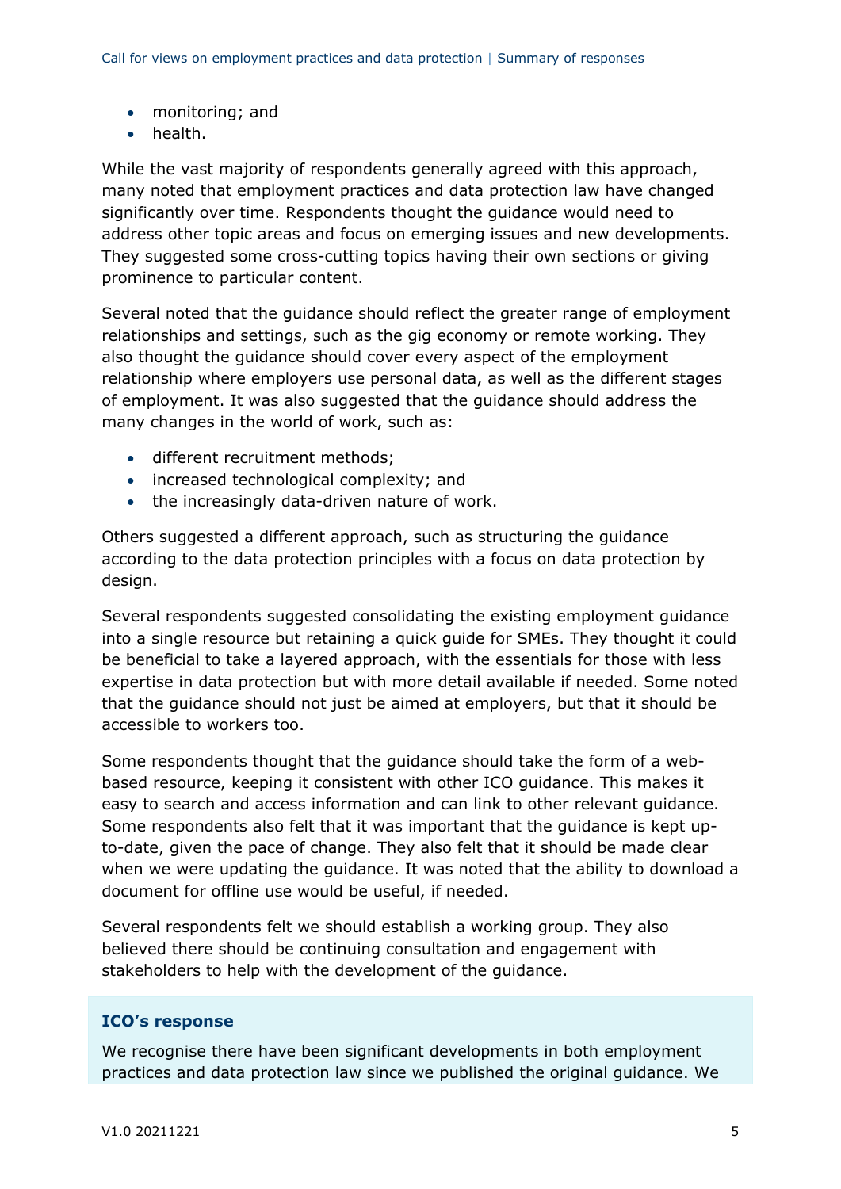- monitoring; and
- health.

While the vast majority of respondents generally agreed with this approach, many noted that employment practices and data protection law have changed significantly over time. Respondents thought the guidance would need to address other topic areas and focus on emerging issues and new developments. They suggested some cross-cutting topics having their own sections or giving prominence to particular content.

Several noted that the guidance should reflect the greater range of employment relationships and settings, such as the gig economy or remote working. They also thought the guidance should cover every aspect of the employment relationship where employers use personal data, as well as the different stages of employment. It was also suggested that the guidance should address the many changes in the world of work, such as:

- different recruitment methods;
- increased technological complexity; and
- the increasingly data-driven nature of work.

Others suggested a different approach, such as structuring the guidance according to the data protection principles with a focus on data protection by design.

Several respondents suggested consolidating the existing employment guidance into a single resource but retaining a quick guide for SMEs. They thought it could be beneficial to take a layered approach, with the essentials for those with less expertise in data protection but with more detail available if needed. Some noted that the guidance should not just be aimed at employers, but that it should be accessible to workers too.

Some respondents thought that the guidance should take the form of a web-based resource, keeping it consistent with other ICO guidance. This makes it easy to search and access information and can link to other relevant guidance. Some respondents also felt that it was important that the guidance is kept up-to-date, given the pace of change. They also felt that it should be made clear when we were updating the guidance. It was noted that the ability to download a document for offline use would be useful, if needed.

Several respondents felt we should establish a working group. They also believed there should be continuing consultation and engagement with stakeholders to help with the development of the guidance.

**ICO's response**

We recognise there have been significant developments in both employment practices and data protection law since we published the original guidance. We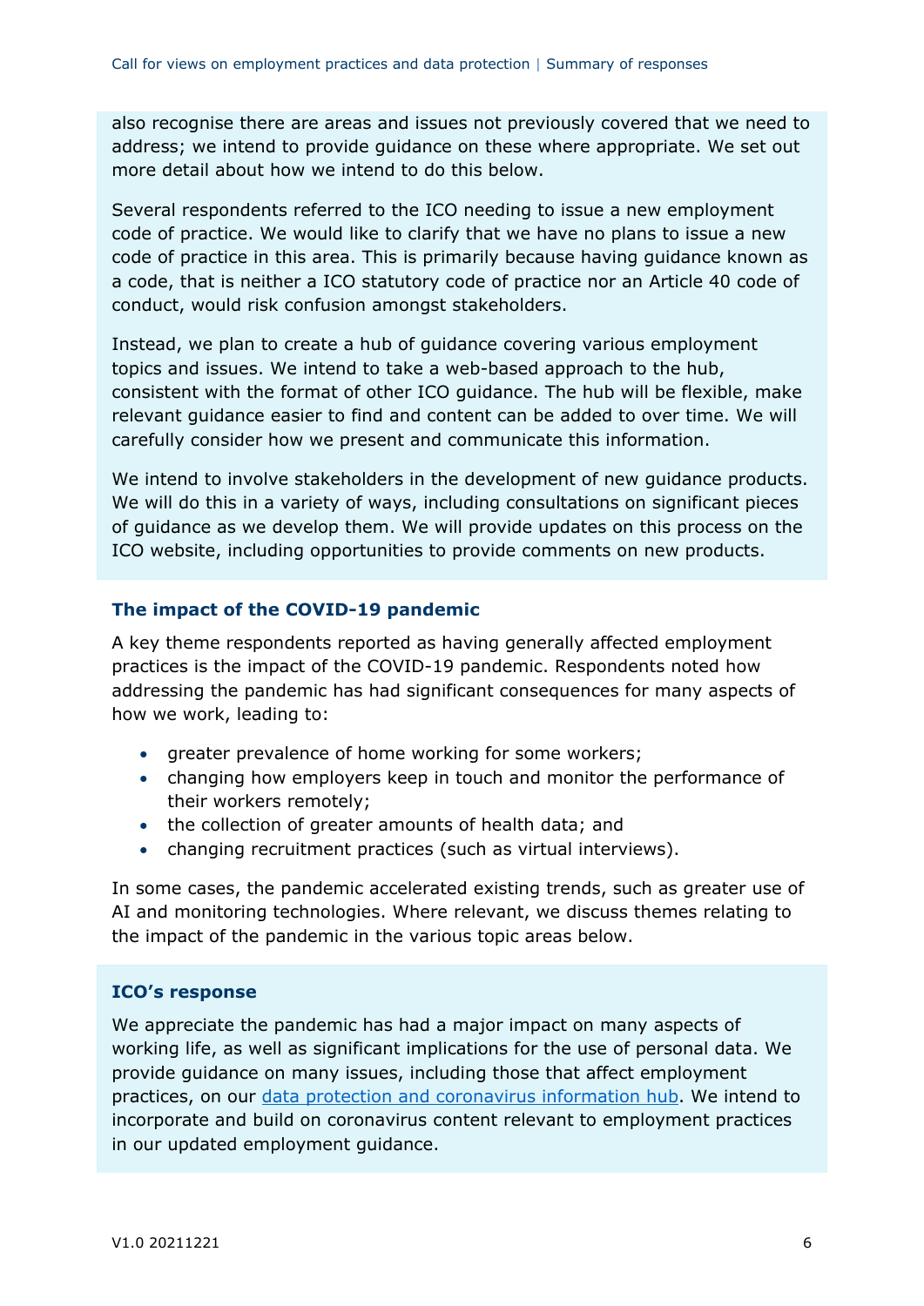also recognise there are areas and issues not previously covered that we need to address; we intend to provide guidance on these where appropriate. We set out more detail about how we intend to do this below.

Several respondents referred to the ICO needing to issue a new employment code of practice. We would like to clarify that we have no plans to issue a new code of practice in this area. This is primarily because having guidance known as a code, that is neither a ICO statutory code of practice nor an Article 40 code of conduct, would risk confusion amongst stakeholders.

Instead, we plan to create a hub of guidance covering various employment topics and issues. We intend to take a web-based approach to the hub, consistent with the format of other ICO guidance. The hub will be flexible, make relevant guidance easier to find and content can be added to over time. We will carefully consider how we present and communicate this information.

We intend to involve stakeholders in the development of new guidance products. We will do this in a variety of ways, including consultations on significant pieces of guidance as we develop them. We will provide updates on this process on the ICO website, including opportunities to provide comments on new products.

### The impact of the COVID-19 pandemic

A key theme respondents reported as having generally affected employment practices is the impact of the COVID-19 pandemic. Respondents noted how addressing the pandemic has had significant consequences for many aspects of how we work, leading to:

- greater prevalence of home working for some workers;
- changing how employers keep in touch and monitor the performance of their workers remotely;
- the collection of greater amounts of health data; and
- changing recruitment practices (such as virtual interviews).

In some cases, the pandemic accelerated existing trends, such as greater use of AI and monitoring technologies. Where relevant, we discuss themes relating to the impact of the pandemic in the various topic areas below.

#### ICO's response

We appreciate the pandemic has had a major impact on many aspects of working life, as well as significant implications for the use of personal data. We provide guidance on many issues, including those that affect employment practices, on our data protection and coronavirus information hub. We intend to incorporate and build on coronavirus content relevant to employment practices in our updated employment guidance.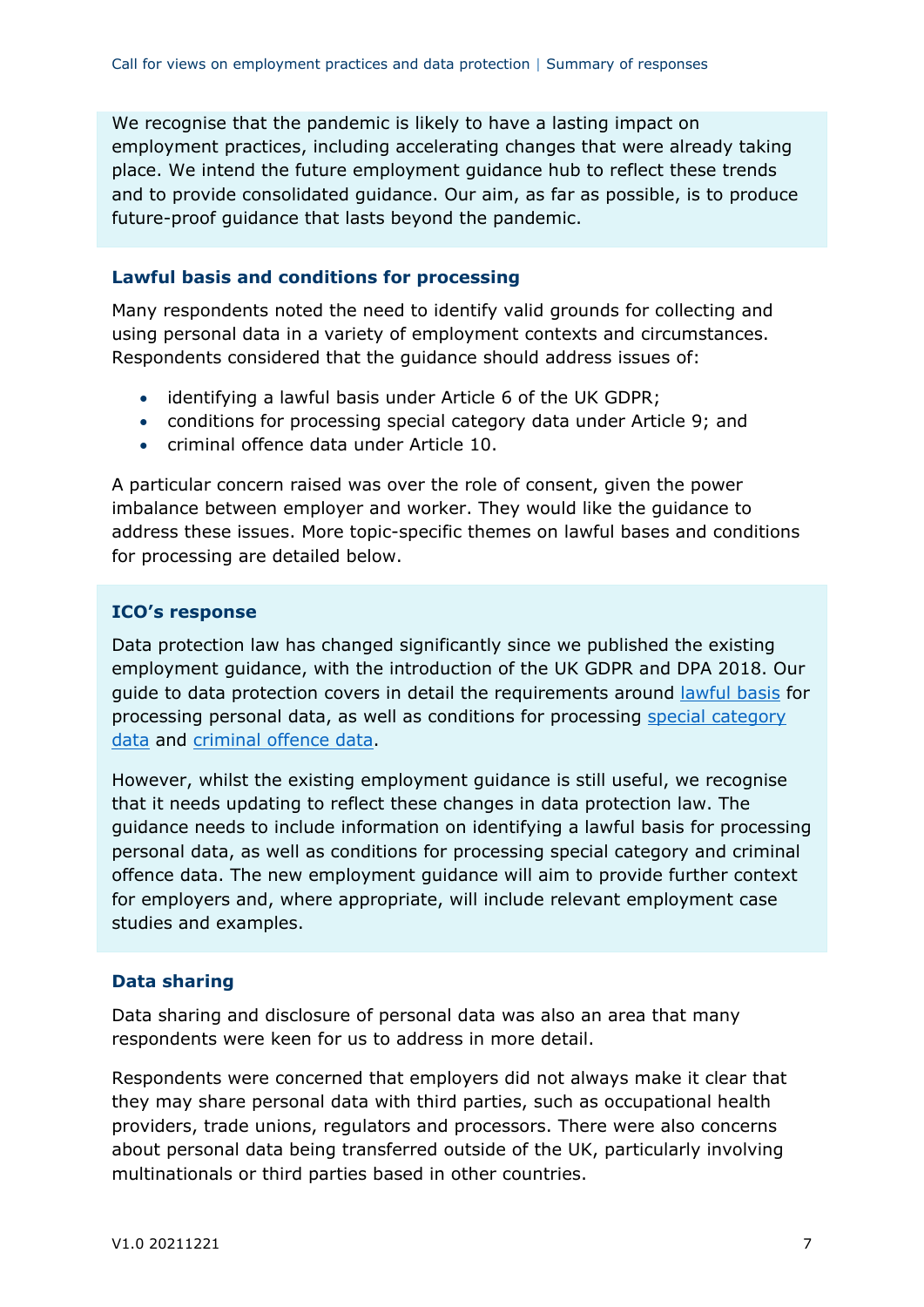We recognise that the pandemic is likely to have a lasting impact on employment practices, including accelerating changes that were already taking place. We intend the future employment guidance hub to reflect these trends and to provide consolidated guidance. Our aim, as far as possible, is to produce future-proof guidance that lasts beyond the pandemic.

### Lawful basis and conditions for processing

Many respondents noted the need to identify valid grounds for collecting and using personal data in a variety of employment contexts and circumstances. Respondents considered that the guidance should address issues of:

- identifying a lawful basis under Article 6 of the UK GDPR;
- conditions for processing special category data under Article 9; and
- criminal offence data under Article 10.

A particular concern raised was over the role of consent, given the power imbalance between employer and worker. They would like the guidance to address these issues. More topic-specific themes on lawful bases and conditions for processing are detailed below.

### ICO's response

Data protection law has changed significantly since we published the existing employment guidance, with the introduction of the UK GDPR and DPA 2018. Our guide to data protection covers in detail the requirements around lawful basis for processing personal data, as well as conditions for processing special category data and criminal offence data.

However, whilst the existing employment guidance is still useful, we recognise that it needs updating to reflect these changes in data protection law. The guidance needs to include information on identifying a lawful basis for processing personal data, as well as conditions for processing special category and criminal offence data. The new employment guidance will aim to provide further context for employers and, where appropriate, will include relevant employment case studies and examples.

### Data sharing

Data sharing and disclosure of personal data was also an area that many respondents were keen for us to address in more detail.

Respondents were concerned that employers did not always make it clear that they may share personal data with third parties, such as occupational health providers, trade unions, regulators and processors. There were also concerns about personal data being transferred outside of the UK, particularly involving multinationals or third parties based in other countries.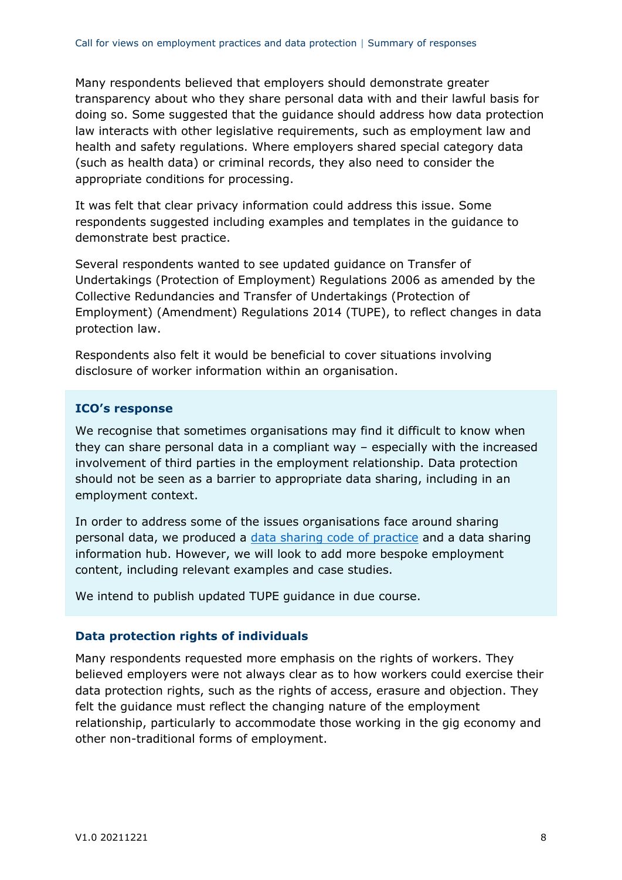Many respondents believed that employers should demonstrate greater transparency about who they share personal data with and their lawful basis for doing so. Some suggested that the guidance should address how data protection law interacts with other legislative requirements, such as employment law and health and safety regulations. Where employers shared special category data (such as health data) or criminal records, they also need to consider the appropriate conditions for processing.

It was felt that clear privacy information could address this issue. Some respondents suggested including examples and templates in the guidance to demonstrate best practice.

Several respondents wanted to see updated guidance on Transfer of Undertakings (Protection of Employment) Regulations 2006 as amended by the Collective Redundancies and Transfer of Undertakings (Protection of Employment) (Amendment) Regulations 2014 (TUPE), to reflect changes in data protection law.

Respondents also felt it would be beneficial to cover situations involving disclosure of worker information within an organisation.

**ICO's response**

We recognise that sometimes organisations may find it difficult to know when they can share personal data in a compliant way – especially with the increased involvement of third parties in the employment relationship. Data protection should not be seen as a barrier to appropriate data sharing, including in an employment context.

In order to address some of the issues organisations face around sharing personal data, we produced a [data sharing code of practice]() and a data sharing information hub. However, we will look to add more bespoke employment content, including relevant examples and case studies.

We intend to publish updated TUPE guidance in due course.

### Data protection rights of individuals

Many respondents requested more emphasis on the rights of workers. They believed employers were not always clear as to how workers could exercise their data protection rights, such as the rights of access, erasure and objection. They felt the guidance must reflect the changing nature of the employment relationship, particularly to accommodate those working in the gig economy and other non-traditional forms of employment.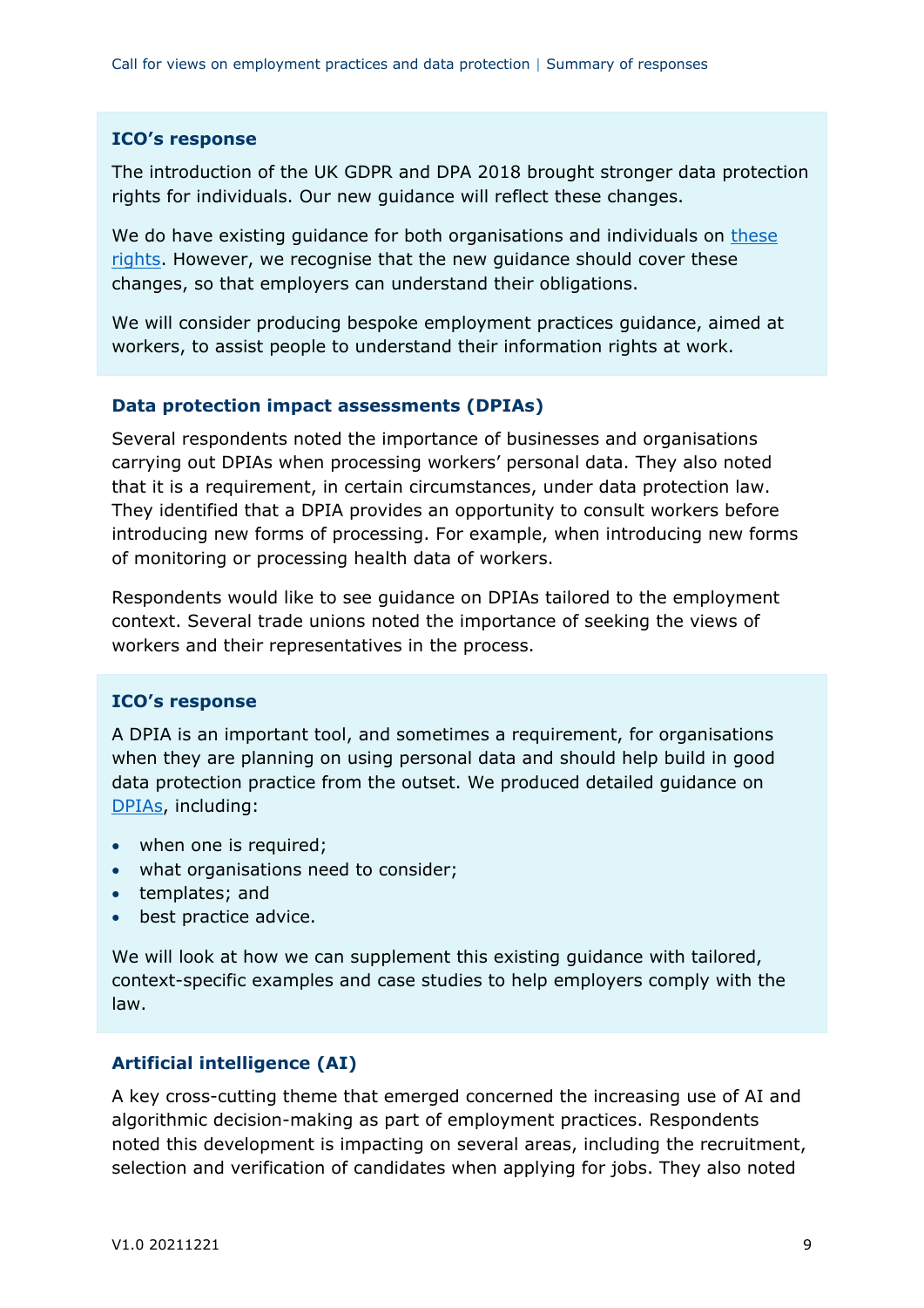**ICO's response**

The introduction of the UK GDPR and DPA 2018 brought stronger data protection rights for individuals. Our new guidance will reflect these changes.

We do have existing guidance for both organisations and individuals on [these rights](). However, we recognise that the new guidance should cover these changes, so that employers can understand their obligations.

We will consider producing bespoke employment practices guidance, aimed at workers, to assist people to understand their information rights at work.

### Data protection impact assessments (DPIAs)

Several respondents noted the importance of businesses and organisations carrying out DPIAs when processing workers' personal data. They also noted that it is a requirement, in certain circumstances, under data protection law. They identified that a DPIA provides an opportunity to consult workers before introducing new forms of processing. For example, when introducing new forms of monitoring or processing health data of workers.

Respondents would like to see guidance on DPIAs tailored to the employment context. Several trade unions noted the importance of seeking the views of workers and their representatives in the process.

**ICO's response**

A DPIA is an important tool, and sometimes a requirement, for organisations when they are planning on using personal data and should help build in good data protection practice from the outset. We produced detailed guidance on [DPIAs](), including:

- when one is required;
- what organisations need to consider;
- templates; and
- best practice advice.

We will look at how we can supplement this existing guidance with tailored, context-specific examples and case studies to help employers comply with the law.

### Artificial intelligence (AI)

A key cross-cutting theme that emerged concerned the increasing use of AI and algorithmic decision-making as part of employment practices. Respondents noted this development is impacting on several areas, including the recruitment, selection and verification of candidates when applying for jobs. They also noted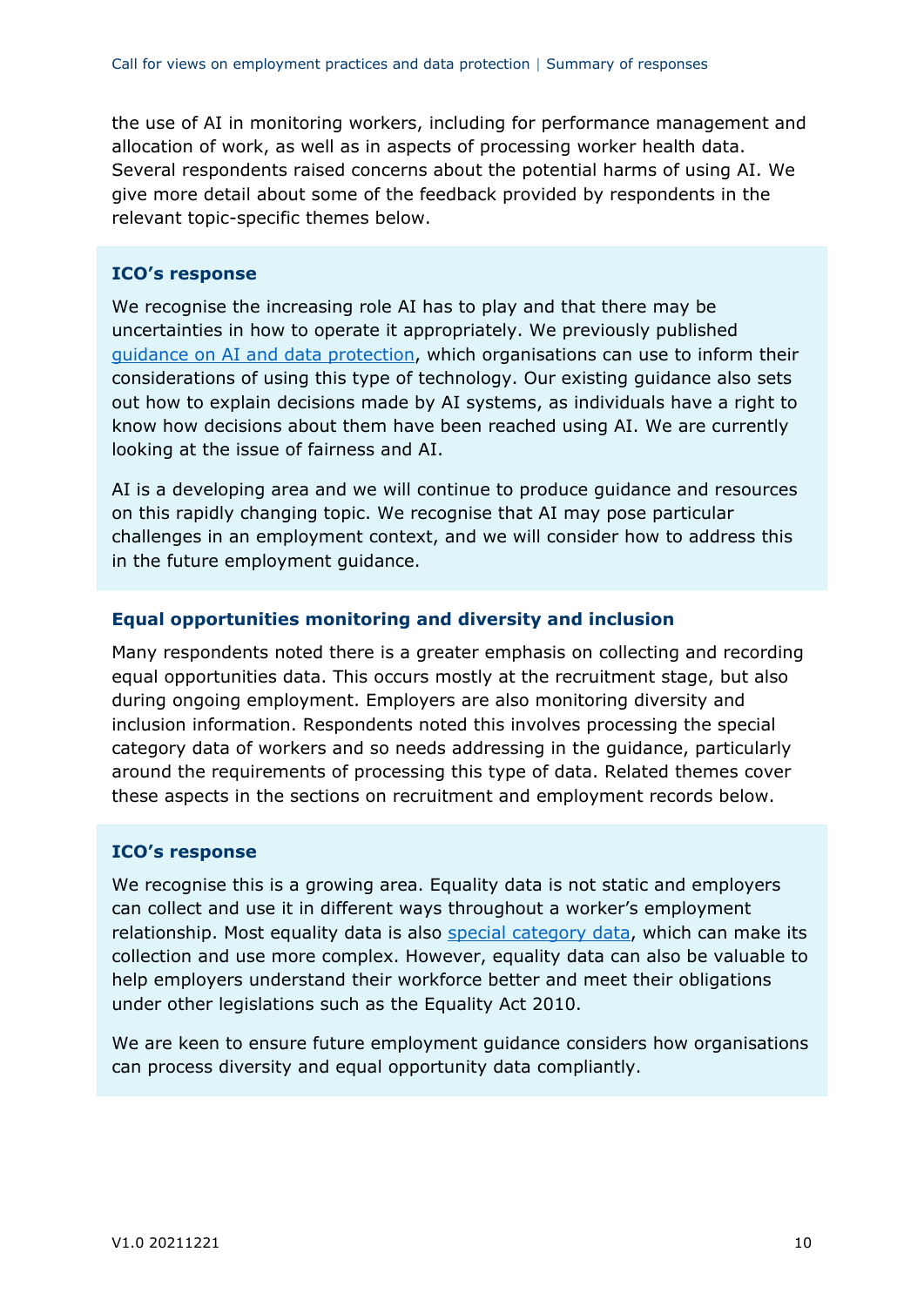the use of AI in monitoring workers, including for performance management and allocation of work, as well as in aspects of processing worker health data. Several respondents raised concerns about the potential harms of using AI. We give more detail about some of the feedback provided by respondents in the relevant topic-specific themes below.

**ICO's response**

We recognise the increasing role AI has to play and that there may be uncertainties in how to operate it appropriately. We previously published guidance on AI and data protection, which organisations can use to inform their considerations of using this type of technology. Our existing guidance also sets out how to explain decisions made by AI systems, as individuals have a right to know how decisions about them have been reached using AI. We are currently looking at the issue of fairness and AI.

AI is a developing area and we will continue to produce guidance and resources on this rapidly changing topic. We recognise that AI may pose particular challenges in an employment context, and we will consider how to address this in the future employment guidance.

### Equal opportunities monitoring and diversity and inclusion

Many respondents noted there is a greater emphasis on collecting and recording equal opportunities data. This occurs mostly at the recruitment stage, but also during ongoing employment. Employers are also monitoring diversity and inclusion information. Respondents noted this involves processing the special category data of workers and so needs addressing in the guidance, particularly around the requirements of processing this type of data. Related themes cover these aspects in the sections on recruitment and employment records below.

**ICO's response**

We recognise this is a growing area. Equality data is not static and employers can collect and use it in different ways throughout a worker's employment relationship. Most equality data is also special category data, which can make its collection and use more complex. However, equality data can also be valuable to help employers understand their workforce better and meet their obligations under other legislations such as the Equality Act 2010.

We are keen to ensure future employment guidance considers how organisations can process diversity and equal opportunity data compliantly.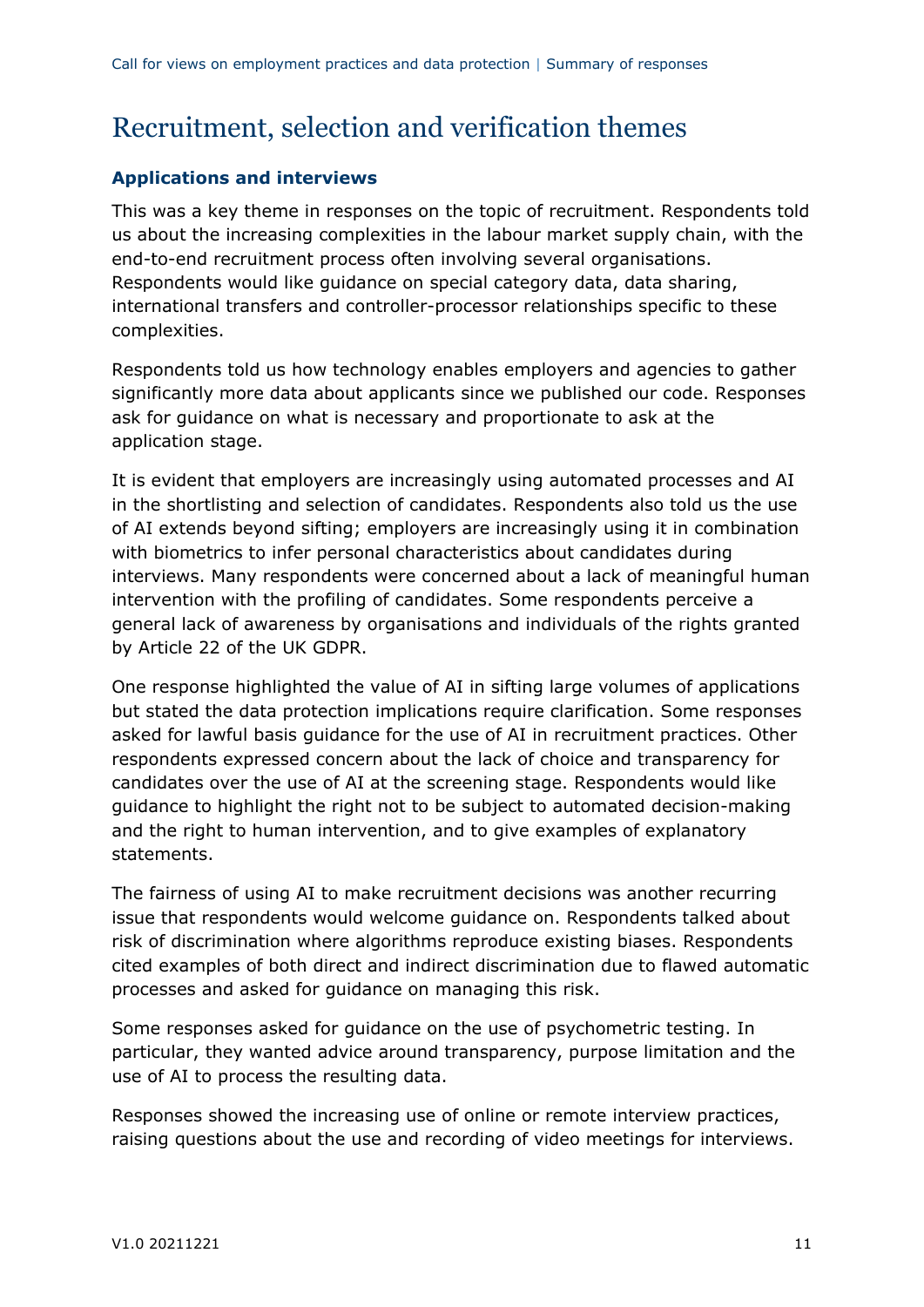# Recruitment, selection and verification themes

### Applications and interviews

This was a key theme in responses on the topic of recruitment. Respondents told us about the increasing complexities in the labour market supply chain, with the end-to-end recruitment process often involving several organisations. Respondents would like guidance on special category data, data sharing, international transfers and controller-processor relationships specific to these complexities.

Respondents told us how technology enables employers and agencies to gather significantly more data about applicants since we published our code. Responses ask for guidance on what is necessary and proportionate to ask at the application stage.

It is evident that employers are increasingly using automated processes and AI in the shortlisting and selection of candidates. Respondents also told us the use of AI extends beyond sifting; employers are increasingly using it in combination with biometrics to infer personal characteristics about candidates during interviews. Many respondents were concerned about a lack of meaningful human intervention with the profiling of candidates. Some respondents perceive a general lack of awareness by organisations and individuals of the rights granted by Article 22 of the UK GDPR.

One response highlighted the value of AI in sifting large volumes of applications but stated the data protection implications require clarification. Some responses asked for lawful basis guidance for the use of AI in recruitment practices. Other respondents expressed concern about the lack of choice and transparency for candidates over the use of AI at the screening stage. Respondents would like guidance to highlight the right not to be subject to automated decision-making and the right to human intervention, and to give examples of explanatory statements.

The fairness of using AI to make recruitment decisions was another recurring issue that respondents would welcome guidance on. Respondents talked about risk of discrimination where algorithms reproduce existing biases. Respondents cited examples of both direct and indirect discrimination due to flawed automatic processes and asked for guidance on managing this risk.

Some responses asked for guidance on the use of psychometric testing. In particular, they wanted advice around transparency, purpose limitation and the use of AI to process the resulting data.

Responses showed the increasing use of online or remote interview practices, raising questions about the use and recording of video meetings for interviews.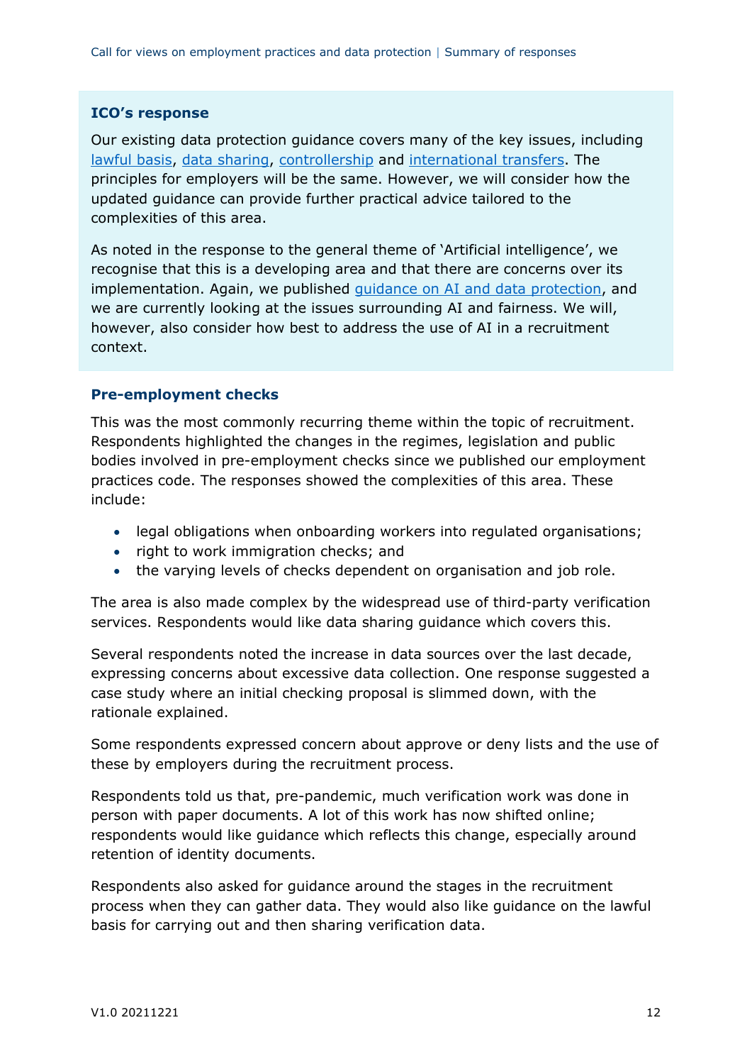**ICO's response**

Our existing data protection guidance covers many of the key issues, including lawful basis, data sharing, controllership and international transfers. The principles for employers will be the same. However, we will consider how the updated guidance can provide further practical advice tailored to the complexities of this area.

As noted in the response to the general theme of 'Artificial intelligence', we recognise that this is a developing area and that there are concerns over its implementation. Again, we published guidance on AI and data protection, and we are currently looking at the issues surrounding AI and fairness. We will, however, also consider how best to address the use of AI in a recruitment context.

### Pre-employment checks

This was the most commonly recurring theme within the topic of recruitment. Respondents highlighted the changes in the regimes, legislation and public bodies involved in pre-employment checks since we published our employment practices code. The responses showed the complexities of this area. These include:

- legal obligations when onboarding workers into regulated organisations;
- right to work immigration checks; and
- the varying levels of checks dependent on organisation and job role.

The area is also made complex by the widespread use of third-party verification services. Respondents would like data sharing guidance which covers this.

Several respondents noted the increase in data sources over the last decade, expressing concerns about excessive data collection. One response suggested a case study where an initial checking proposal is slimmed down, with the rationale explained.

Some respondents expressed concern about approve or deny lists and the use of these by employers during the recruitment process.

Respondents told us that, pre-pandemic, much verification work was done in person with paper documents. A lot of this work has now shifted online; respondents would like guidance which reflects this change, especially around retention of identity documents.

Respondents also asked for guidance around the stages in the recruitment process when they can gather data. They would also like guidance on the lawful basis for carrying out and then sharing verification data.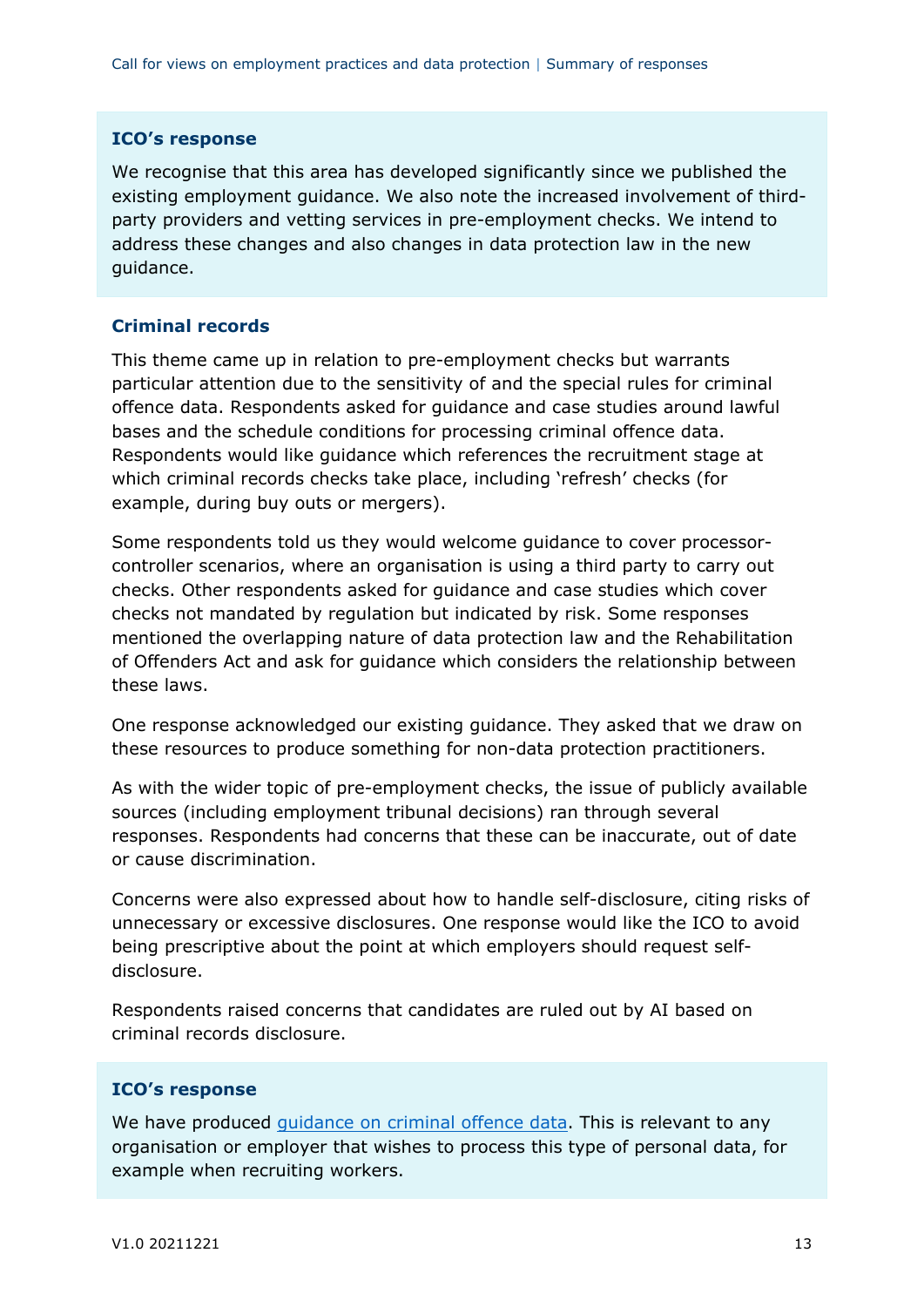**ICO's response**

We recognise that this area has developed significantly since we published the existing employment guidance. We also note the increased involvement of third-party providers and vetting services in pre-employment checks. We intend to address these changes and also changes in data protection law in the new guidance.

### Criminal records

This theme came up in relation to pre-employment checks but warrants particular attention due to the sensitivity of and the special rules for criminal offence data. Respondents asked for guidance and case studies around lawful bases and the schedule conditions for processing criminal offence data. Respondents would like guidance which references the recruitment stage at which criminal records checks take place, including 'refresh' checks (for example, during buy outs or mergers).

Some respondents told us they would welcome guidance to cover processor-controller scenarios, where an organisation is using a third party to carry out checks. Other respondents asked for guidance and case studies which cover checks not mandated by regulation but indicated by risk. Some responses mentioned the overlapping nature of data protection law and the Rehabilitation of Offenders Act and ask for guidance which considers the relationship between these laws.

One response acknowledged our existing guidance. They asked that we draw on these resources to produce something for non-data protection practitioners.

As with the wider topic of pre-employment checks, the issue of publicly available sources (including employment tribunal decisions) ran through several responses. Respondents had concerns that these can be inaccurate, out of date or cause discrimination.

Concerns were also expressed about how to handle self-disclosure, citing risks of unnecessary or excessive disclosures. One response would like the ICO to avoid being prescriptive about the point at which employers should request self-disclosure.

Respondents raised concerns that candidates are ruled out by AI based on criminal records disclosure.

**ICO's response**

We have produced guidance on criminal offence data. This is relevant to any organisation or employer that wishes to process this type of personal data, for example when recruiting workers.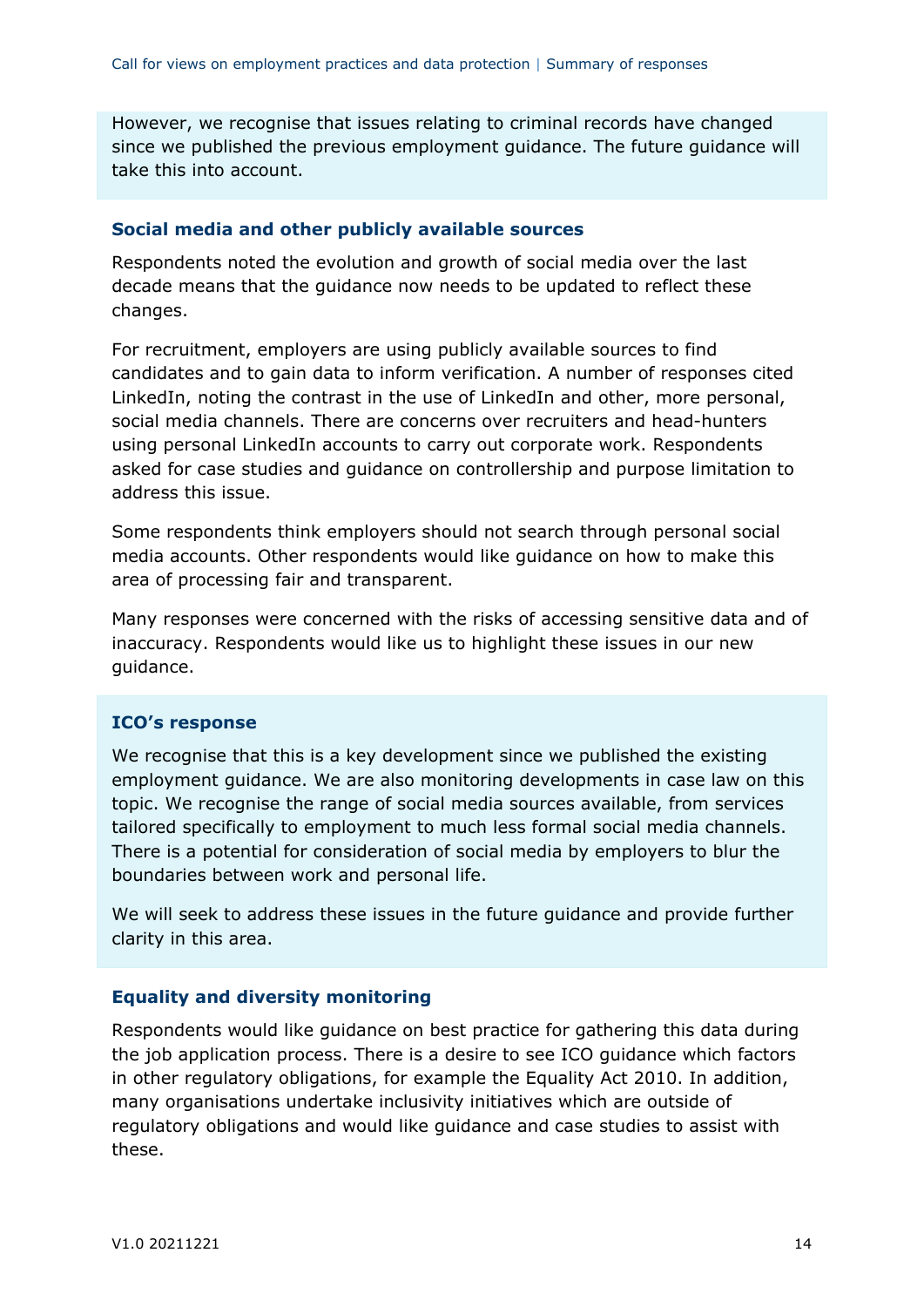However, we recognise that issues relating to criminal records have changed since we published the previous employment guidance. The future guidance will take this into account.

### Social media and other publicly available sources

Respondents noted the evolution and growth of social media over the last decade means that the guidance now needs to be updated to reflect these changes.

For recruitment, employers are using publicly available sources to find candidates and to gain data to inform verification. A number of responses cited LinkedIn, noting the contrast in the use of LinkedIn and other, more personal, social media channels. There are concerns over recruiters and head-hunters using personal LinkedIn accounts to carry out corporate work. Respondents asked for case studies and guidance on controllership and purpose limitation to address this issue.

Some respondents think employers should not search through personal social media accounts. Other respondents would like guidance on how to make this area of processing fair and transparent.

Many responses were concerned with the risks of accessing sensitive data and of inaccuracy. Respondents would like us to highlight these issues in our new guidance.

#### ICO's response

We recognise that this is a key development since we published the existing employment guidance. We are also monitoring developments in case law on this topic. We recognise the range of social media sources available, from services tailored specifically to employment to much less formal social media channels. There is a potential for consideration of social media by employers to blur the boundaries between work and personal life.

We will seek to address these issues in the future guidance and provide further clarity in this area.

### Equality and diversity monitoring

Respondents would like guidance on best practice for gathering this data during the job application process. There is a desire to see ICO guidance which factors in other regulatory obligations, for example the Equality Act 2010. In addition, many organisations undertake inclusivity initiatives which are outside of regulatory obligations and would like guidance and case studies to assist with these.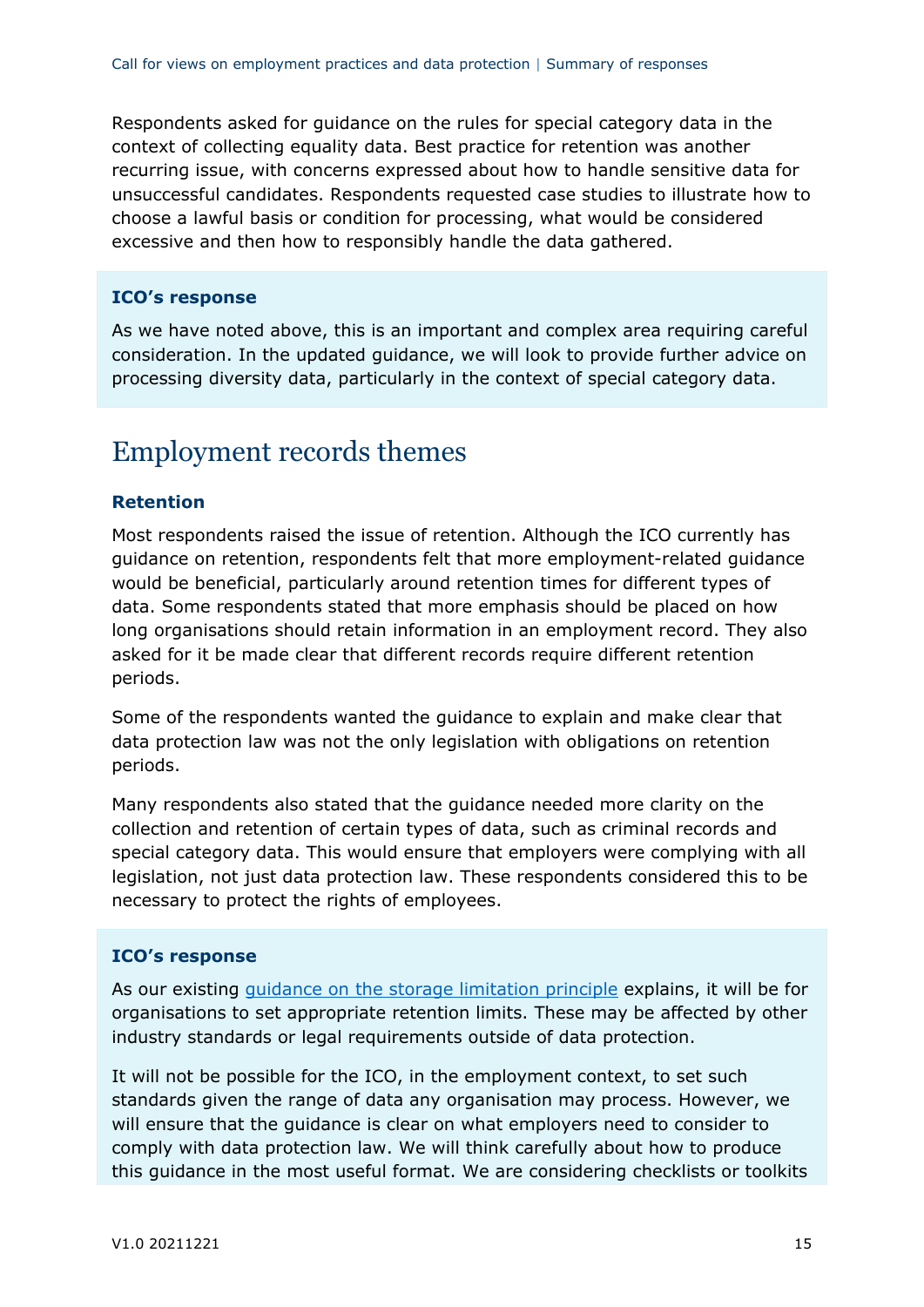Respondents asked for guidance on the rules for special category data in the context of collecting equality data. Best practice for retention was another recurring issue, with concerns expressed about how to handle sensitive data for unsuccessful candidates. Respondents requested case studies to illustrate how to choose a lawful basis or condition for processing, what would be considered excessive and then how to responsibly handle the data gathered.

**ICO's response**

As we have noted above, this is an important and complex area requiring careful consideration. In the updated guidance, we will look to provide further advice on processing diversity data, particularly in the context of special category data.

## Employment records themes

### Retention

Most respondents raised the issue of retention. Although the ICO currently has guidance on retention, respondents felt that more employment-related guidance would be beneficial, particularly around retention times for different types of data. Some respondents stated that more emphasis should be placed on how long organisations should retain information in an employment record. They also asked for it be made clear that different records require different retention periods.

Some of the respondents wanted the guidance to explain and make clear that data protection law was not the only legislation with obligations on retention periods.

Many respondents also stated that the guidance needed more clarity on the collection and retention of certain types of data, such as criminal records and special category data. This would ensure that employers were complying with all legislation, not just data protection law. These respondents considered this to be necessary to protect the rights of employees.

**ICO's response**

As our existing guidance on the storage limitation principle explains, it will be for organisations to set appropriate retention limits. These may be affected by other industry standards or legal requirements outside of data protection.

It will not be possible for the ICO, in the employment context, to set such standards given the range of data any organisation may process. However, we will ensure that the guidance is clear on what employers need to consider to comply with data protection law. We will think carefully about how to produce this guidance in the most useful format. We are considering checklists or toolkits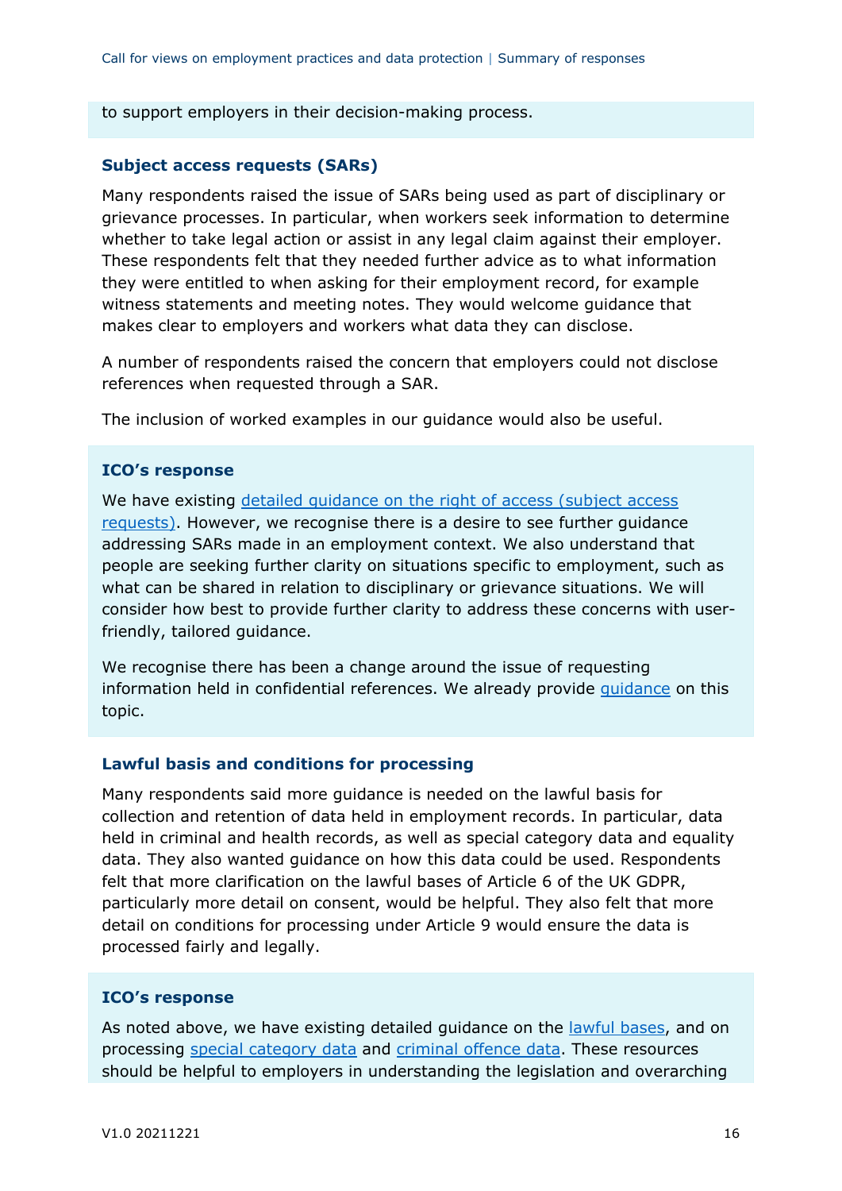to support employers in their decision-making process.

### Subject access requests (SARs)

Many respondents raised the issue of SARs being used as part of disciplinary or grievance processes. In particular, when workers seek information to determine whether to take legal action or assist in any legal claim against their employer. These respondents felt that they needed further advice as to what information they were entitled to when asking for their employment record, for example witness statements and meeting notes. They would welcome guidance that makes clear to employers and workers what data they can disclose.

A number of respondents raised the concern that employers could not disclose references when requested through a SAR.

The inclusion of worked examples in our guidance would also be useful.

#### ICO's response

We have existing detailed guidance on the right of access (subject access requests). However, we recognise there is a desire to see further guidance addressing SARs made in an employment context. We also understand that people are seeking further clarity on situations specific to employment, such as what can be shared in relation to disciplinary or grievance situations. We will consider how best to provide further clarity to address these concerns with user-friendly, tailored guidance.

We recognise there has been a change around the issue of requesting information held in confidential references. We already provide guidance on this topic.

### Lawful basis and conditions for processing

Many respondents said more guidance is needed on the lawful basis for collection and retention of data held in employment records. In particular, data held in criminal and health records, as well as special category data and equality data. They also wanted guidance on how this data could be used. Respondents felt that more clarification on the lawful bases of Article 6 of the UK GDPR, particularly more detail on consent, would be helpful. They also felt that more detail on conditions for processing under Article 9 would ensure the data is processed fairly and legally.

#### ICO's response

As noted above, we have existing detailed guidance on the lawful bases, and on processing special category data and criminal offence data. These resources should be helpful to employers in understanding the legislation and overarching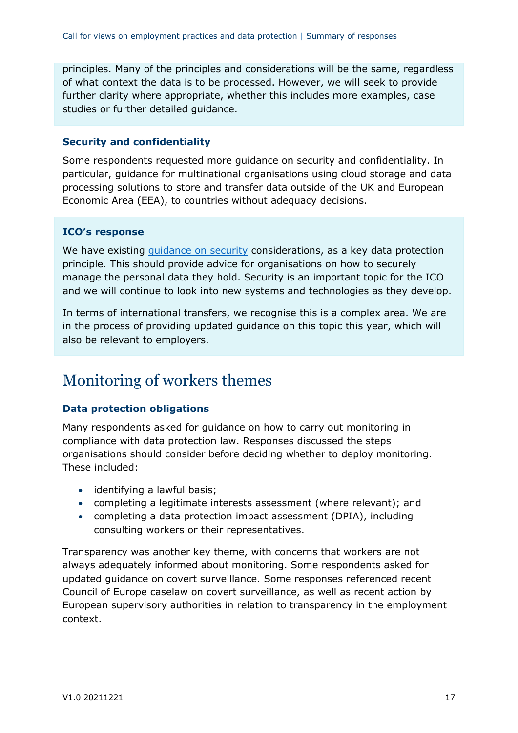principles. Many of the principles and considerations will be the same, regardless of what context the data is to be processed. However, we will seek to provide further clarity where appropriate, whether this includes more examples, case studies or further detailed guidance.

### Security and confidentiality

Some respondents requested more guidance on security and confidentiality. In particular, guidance for multinational organisations using cloud storage and data processing solutions to store and transfer data outside of the UK and European Economic Area (EEA), to countries without adequacy decisions.

### ICO's response

We have existing [guidance on security] considerations, as a key data protection principle. This should provide advice for organisations on how to securely manage the personal data they hold. Security is an important topic for the ICO and we will continue to look into new systems and technologies as they develop.

In terms of international transfers, we recognise this is a complex area. We are in the process of providing updated guidance on this topic this year, which will also be relevant to employers.

## Monitoring of workers themes

### Data protection obligations

Many respondents asked for guidance on how to carry out monitoring in compliance with data protection law. Responses discussed the steps organisations should consider before deciding whether to deploy monitoring. These included:

- identifying a lawful basis;
- completing a legitimate interests assessment (where relevant); and
- completing a data protection impact assessment (DPIA), including consulting workers or their representatives.

Transparency was another key theme, with concerns that workers are not always adequately informed about monitoring. Some respondents asked for updated guidance on covert surveillance. Some responses referenced recent Council of Europe caselaw on covert surveillance, as well as recent action by European supervisory authorities in relation to transparency in the employment context.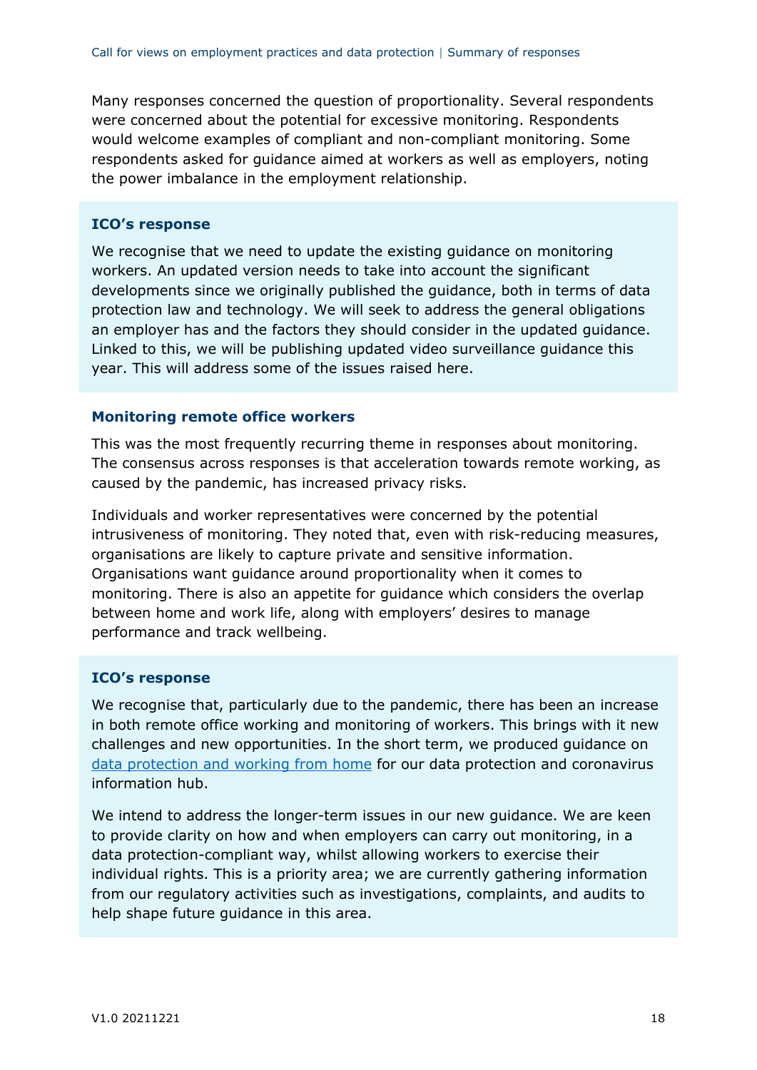Many responses concerned the question of proportionality. Several respondents were concerned about the potential for excessive monitoring. Respondents would welcome examples of compliant and non-compliant monitoring. Some respondents asked for guidance aimed at workers as well as employers, noting the power imbalance in the employment relationship.

**ICO's response**

We recognise that we need to update the existing guidance on monitoring workers. An updated version needs to take into account the significant developments since we originally published the guidance, both in terms of data protection law and technology. We will seek to address the general obligations an employer has and the factors they should consider in the updated guidance. Linked to this, we will be publishing updated video surveillance guidance this year. This will address some of the issues raised here.

### Monitoring remote office workers

This was the most frequently recurring theme in responses about monitoring. The consensus across responses is that acceleration towards remote working, as caused by the pandemic, has increased privacy risks.

Individuals and worker representatives were concerned by the potential intrusiveness of monitoring. They noted that, even with risk-reducing measures, organisations are likely to capture private and sensitive information. Organisations want guidance around proportionality when it comes to monitoring. There is also an appetite for guidance which considers the overlap between home and work life, along with employers' desires to manage performance and track wellbeing.

**ICO's response**

We recognise that, particularly due to the pandemic, there has been an increase in both remote office working and monitoring of workers. This brings with it new challenges and new opportunities. In the short term, we produced guidance on data protection and working from home for our data protection and coronavirus information hub.

We intend to address the longer-term issues in our new guidance. We are keen to provide clarity on how and when employers can carry out monitoring, in a data protection-compliant way, whilst allowing workers to exercise their individual rights. This is a priority area; we are currently gathering information from our regulatory activities such as investigations, complaints, and audits to help shape future guidance in this area.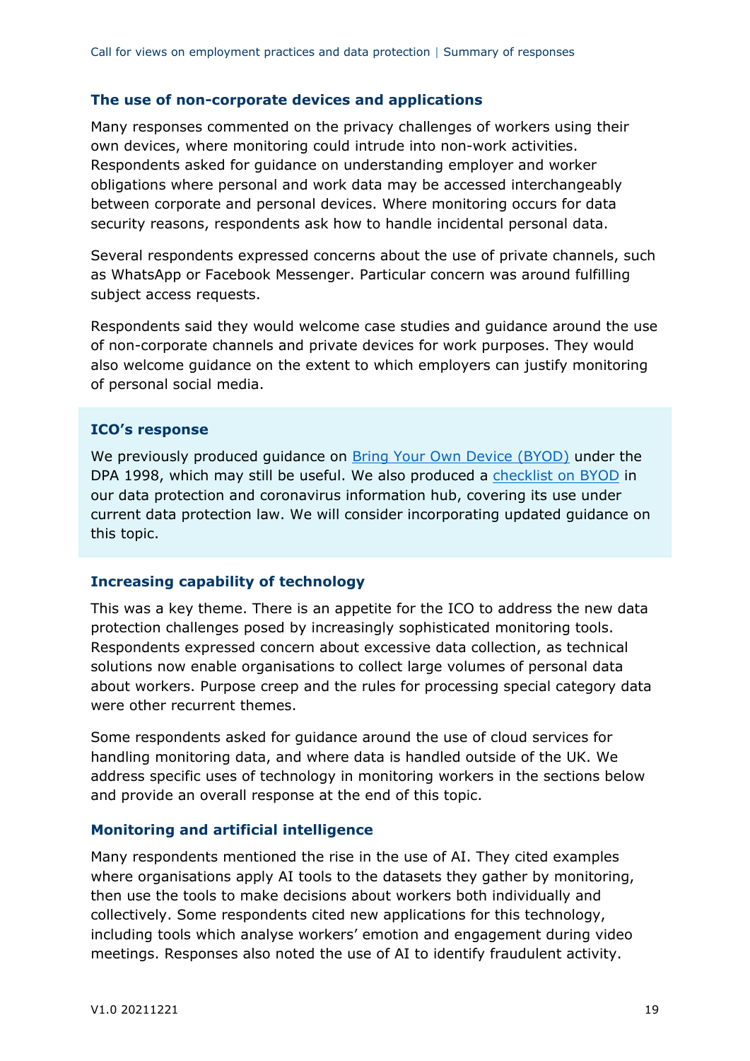### The use of non-corporate devices and applications

Many responses commented on the privacy challenges of workers using their own devices, where monitoring could intrude into non-work activities. Respondents asked for guidance on understanding employer and worker obligations where personal and work data may be accessed interchangeably between corporate and personal devices. Where monitoring occurs for data security reasons, respondents ask how to handle incidental personal data.

Several respondents expressed concerns about the use of private channels, such as WhatsApp or Facebook Messenger. Particular concern was around fulfilling subject access requests.

Respondents said they would welcome case studies and guidance around the use of non-corporate channels and private devices for work purposes. They would also welcome guidance on the extent to which employers can justify monitoring of personal social media.

> **ICO's response**
>
> We previously produced guidance on Bring Your Own Device (BYOD) under the DPA 1998, which may still be useful. We also produced a checklist on BYOD in our data protection and coronavirus information hub, covering its use under current data protection law. We will consider incorporating updated guidance on this topic.

### Increasing capability of technology

This was a key theme. There is an appetite for the ICO to address the new data protection challenges posed by increasingly sophisticated monitoring tools. Respondents expressed concern about excessive data collection, as technical solutions now enable organisations to collect large volumes of personal data about workers. Purpose creep and the rules for processing special category data were other recurrent themes.

Some respondents asked for guidance around the use of cloud services for handling monitoring data, and where data is handled outside of the UK. We address specific uses of technology in monitoring workers in the sections below and provide an overall response at the end of this topic.

### Monitoring and artificial intelligence

Many respondents mentioned the rise in the use of AI. They cited examples where organisations apply AI tools to the datasets they gather by monitoring, then use the tools to make decisions about workers both individually and collectively. Some respondents cited new applications for this technology, including tools which analyse workers' emotion and engagement during video meetings. Responses also noted the use of AI to identify fraudulent activity.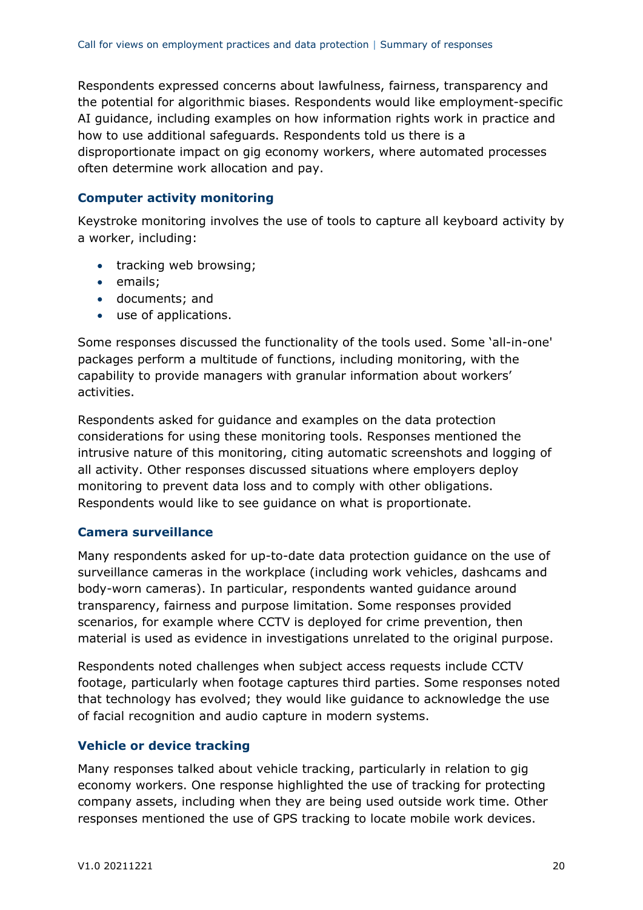Respondents expressed concerns about lawfulness, fairness, transparency and the potential for algorithmic biases. Respondents would like employment-specific AI guidance, including examples on how information rights work in practice and how to use additional safeguards. Respondents told us there is a disproportionate impact on gig economy workers, where automated processes often determine work allocation and pay.

### Computer activity monitoring

Keystroke monitoring involves the use of tools to capture all keyboard activity by a worker, including:

- tracking web browsing;
- emails;
- documents; and
- use of applications.

Some responses discussed the functionality of the tools used. Some 'all-in-one' packages perform a multitude of functions, including monitoring, with the capability to provide managers with granular information about workers' activities.

Respondents asked for guidance and examples on the data protection considerations for using these monitoring tools. Responses mentioned the intrusive nature of this monitoring, citing automatic screenshots and logging of all activity. Other responses discussed situations where employers deploy monitoring to prevent data loss and to comply with other obligations. Respondents would like to see guidance on what is proportionate.

### Camera surveillance

Many respondents asked for up-to-date data protection guidance on the use of surveillance cameras in the workplace (including work vehicles, dashcams and body-worn cameras). In particular, respondents wanted guidance around transparency, fairness and purpose limitation. Some responses provided scenarios, for example where CCTV is deployed for crime prevention, then material is used as evidence in investigations unrelated to the original purpose.

Respondents noted challenges when subject access requests include CCTV footage, particularly when footage captures third parties. Some responses noted that technology has evolved; they would like guidance to acknowledge the use of facial recognition and audio capture in modern systems.

### Vehicle or device tracking

Many responses talked about vehicle tracking, particularly in relation to gig economy workers. One response highlighted the use of tracking for protecting company assets, including when they are being used outside work time. Other responses mentioned the use of GPS tracking to locate mobile work devices.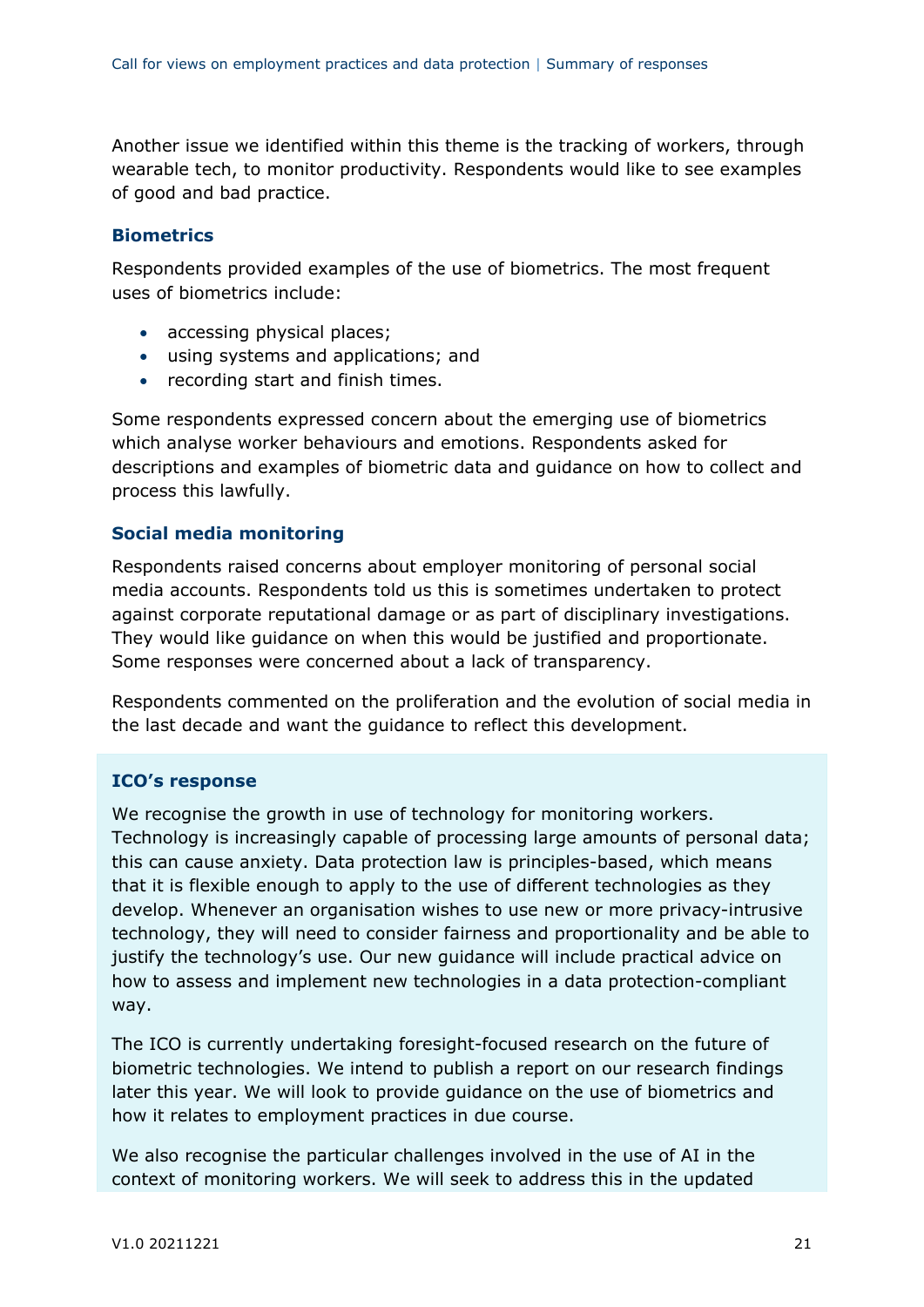Another issue we identified within this theme is the tracking of workers, through wearable tech, to monitor productivity. Respondents would like to see examples of good and bad practice.

### Biometrics

Respondents provided examples of the use of biometrics. The most frequent uses of biometrics include:

- accessing physical places;
- using systems and applications; and
- recording start and finish times.

Some respondents expressed concern about the emerging use of biometrics which analyse worker behaviours and emotions. Respondents asked for descriptions and examples of biometric data and guidance on how to collect and process this lawfully.

### Social media monitoring

Respondents raised concerns about employer monitoring of personal social media accounts. Respondents told us this is sometimes undertaken to protect against corporate reputational damage or as part of disciplinary investigations. They would like guidance on when this would be justified and proportionate. Some responses were concerned about a lack of transparency.

Respondents commented on the proliferation and the evolution of social media in the last decade and want the guidance to reflect this development.

### ICO's response

We recognise the growth in use of technology for monitoring workers. Technology is increasingly capable of processing large amounts of personal data; this can cause anxiety. Data protection law is principles-based, which means that it is flexible enough to apply to the use of different technologies as they develop. Whenever an organisation wishes to use new or more privacy-intrusive technology, they will need to consider fairness and proportionality and be able to justify the technology's use. Our new guidance will include practical advice on how to assess and implement new technologies in a data protection-compliant way.

The ICO is currently undertaking foresight-focused research on the future of biometric technologies. We intend to publish a report on our research findings later this year. We will look to provide guidance on the use of biometrics and how it relates to employment practices in due course.

We also recognise the particular challenges involved in the use of AI in the context of monitoring workers. We will seek to address this in the updated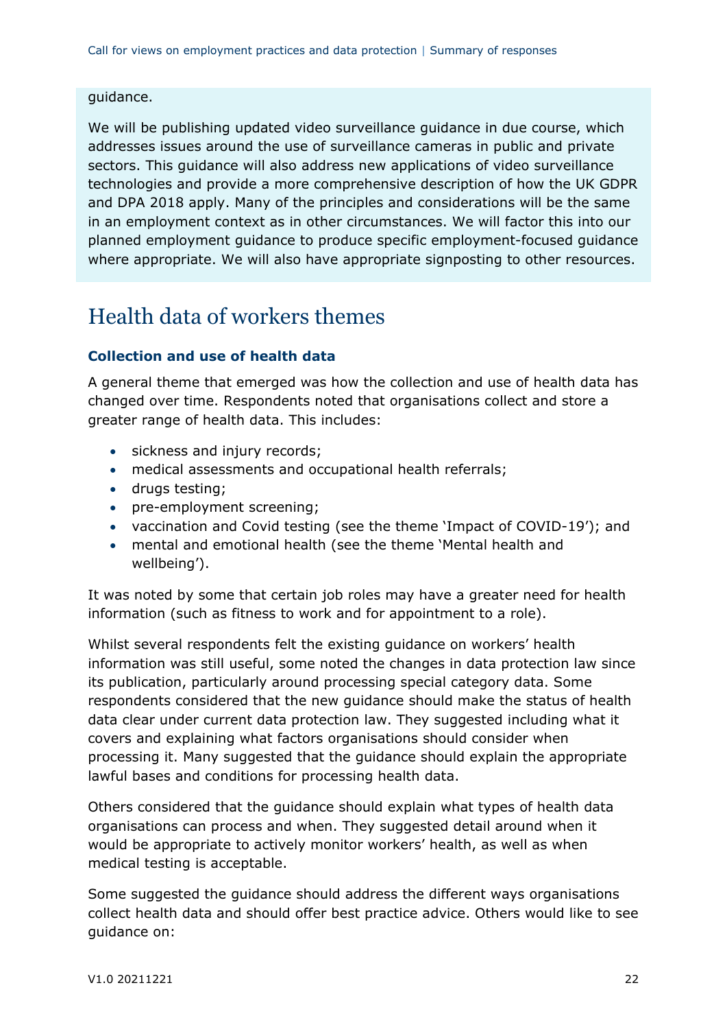guidance.

We will be publishing updated video surveillance guidance in due course, which addresses issues around the use of surveillance cameras in public and private sectors. This guidance will also address new applications of video surveillance technologies and provide a more comprehensive description of how the UK GDPR and DPA 2018 apply. Many of the principles and considerations will be the same in an employment context as in other circumstances. We will factor this into our planned employment guidance to produce specific employment-focused guidance where appropriate. We will also have appropriate signposting to other resources.

# Health data of workers themes

### Collection and use of health data

A general theme that emerged was how the collection and use of health data has changed over time. Respondents noted that organisations collect and store a greater range of health data. This includes:

- sickness and injury records;
- medical assessments and occupational health referrals;
- drugs testing;
- pre-employment screening;
- vaccination and Covid testing (see the theme 'Impact of COVID-19'); and
- mental and emotional health (see the theme 'Mental health and wellbeing').

It was noted by some that certain job roles may have a greater need for health information (such as fitness to work and for appointment to a role).

Whilst several respondents felt the existing guidance on workers' health information was still useful, some noted the changes in data protection law since its publication, particularly around processing special category data. Some respondents considered that the new guidance should make the status of health data clear under current data protection law. They suggested including what it covers and explaining what factors organisations should consider when processing it. Many suggested that the guidance should explain the appropriate lawful bases and conditions for processing health data.

Others considered that the guidance should explain what types of health data organisations can process and when. They suggested detail around when it would be appropriate to actively monitor workers' health, as well as when medical testing is acceptable.

Some suggested the guidance should address the different ways organisations collect health data and should offer best practice advice. Others would like to see guidance on: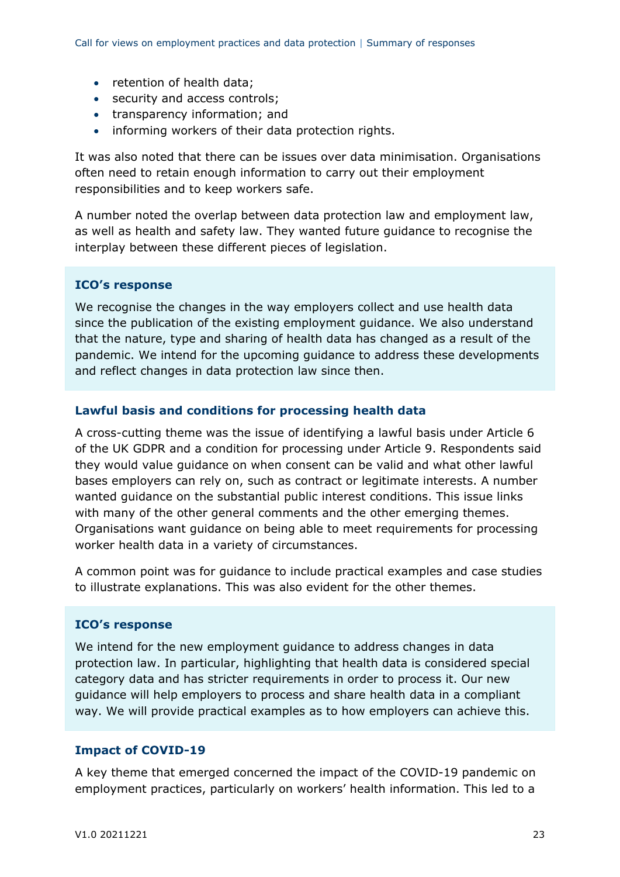- retention of health data;
- security and access controls;
- transparency information; and
- informing workers of their data protection rights.

It was also noted that there can be issues over data minimisation. Organisations often need to retain enough information to carry out their employment responsibilities and to keep workers safe.

A number noted the overlap between data protection law and employment law, as well as health and safety law. They wanted future guidance to recognise the interplay between these different pieces of legislation.

**ICO's response**

We recognise the changes in the way employers collect and use health data since the publication of the existing employment guidance. We also understand that the nature, type and sharing of health data has changed as a result of the pandemic. We intend for the upcoming guidance to address these developments and reflect changes in data protection law since then.

### Lawful basis and conditions for processing health data

A cross-cutting theme was the issue of identifying a lawful basis under Article 6 of the UK GDPR and a condition for processing under Article 9. Respondents said they would value guidance on when consent can be valid and what other lawful bases employers can rely on, such as contract or legitimate interests. A number wanted guidance on the substantial public interest conditions. This issue links with many of the other general comments and the other emerging themes. Organisations want guidance on being able to meet requirements for processing worker health data in a variety of circumstances.

A common point was for guidance to include practical examples and case studies to illustrate explanations. This was also evident for the other themes.

**ICO's response**

We intend for the new employment guidance to address changes in data protection law. In particular, highlighting that health data is considered special category data and has stricter requirements in order to process it. Our new guidance will help employers to process and share health data in a compliant way. We will provide practical examples as to how employers can achieve this.

### Impact of COVID-19

A key theme that emerged concerned the impact of the COVID-19 pandemic on employment practices, particularly on workers' health information. This led to a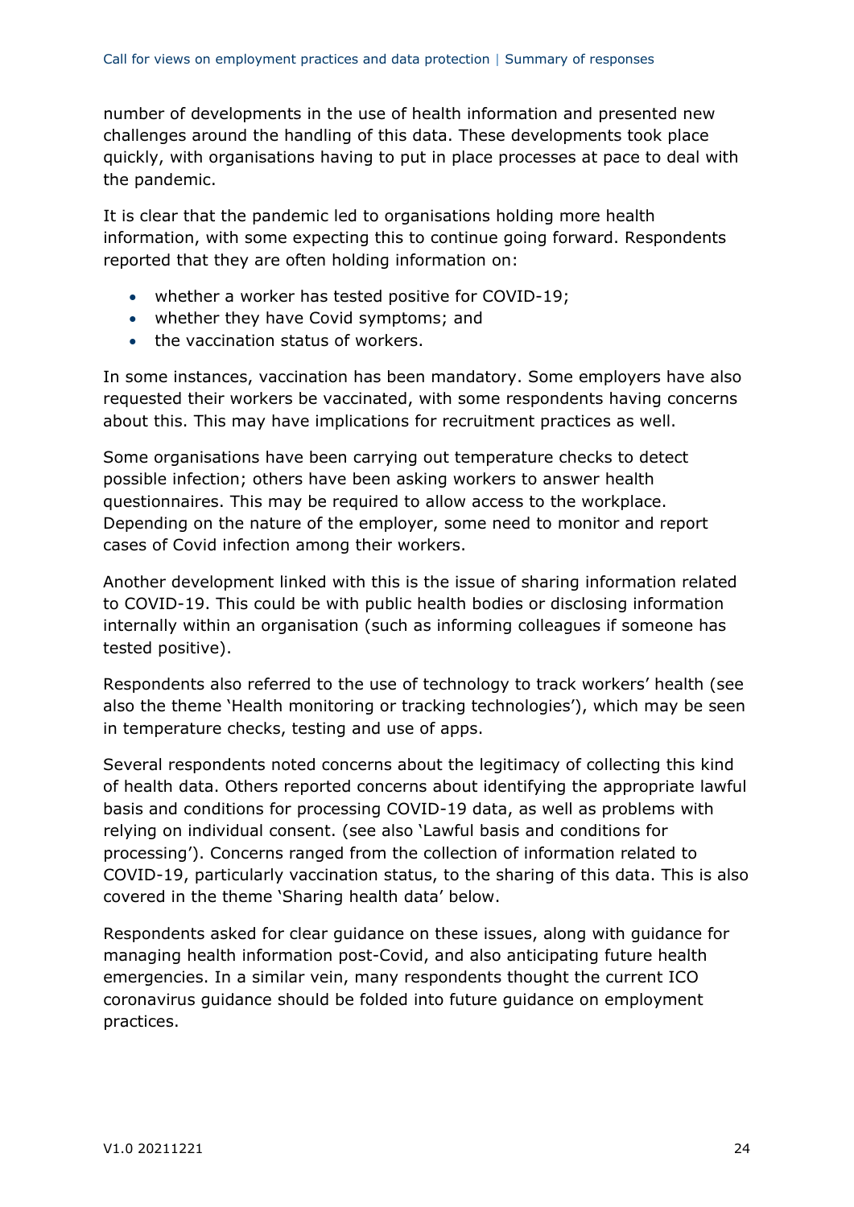number of developments in the use of health information and presented new challenges around the handling of this data. These developments took place quickly, with organisations having to put in place processes at pace to deal with the pandemic.

It is clear that the pandemic led to organisations holding more health information, with some expecting this to continue going forward. Respondents reported that they are often holding information on:

- whether a worker has tested positive for COVID-19;
- whether they have Covid symptoms; and
- the vaccination status of workers.

In some instances, vaccination has been mandatory. Some employers have also requested their workers be vaccinated, with some respondents having concerns about this. This may have implications for recruitment practices as well.

Some organisations have been carrying out temperature checks to detect possible infection; others have been asking workers to answer health questionnaires. This may be required to allow access to the workplace. Depending on the nature of the employer, some need to monitor and report cases of Covid infection among their workers.

Another development linked with this is the issue of sharing information related to COVID-19. This could be with public health bodies or disclosing information internally within an organisation (such as informing colleagues if someone has tested positive).

Respondents also referred to the use of technology to track workers' health (see also the theme 'Health monitoring or tracking technologies'), which may be seen in temperature checks, testing and use of apps.

Several respondents noted concerns about the legitimacy of collecting this kind of health data. Others reported concerns about identifying the appropriate lawful basis and conditions for processing COVID-19 data, as well as problems with relying on individual consent. (see also 'Lawful basis and conditions for processing'). Concerns ranged from the collection of information related to COVID-19, particularly vaccination status, to the sharing of this data. This is also covered in the theme 'Sharing health data' below.

Respondents asked for clear guidance on these issues, along with guidance for managing health information post-Covid, and also anticipating future health emergencies. In a similar vein, many respondents thought the current ICO coronavirus guidance should be folded into future guidance on employment practices.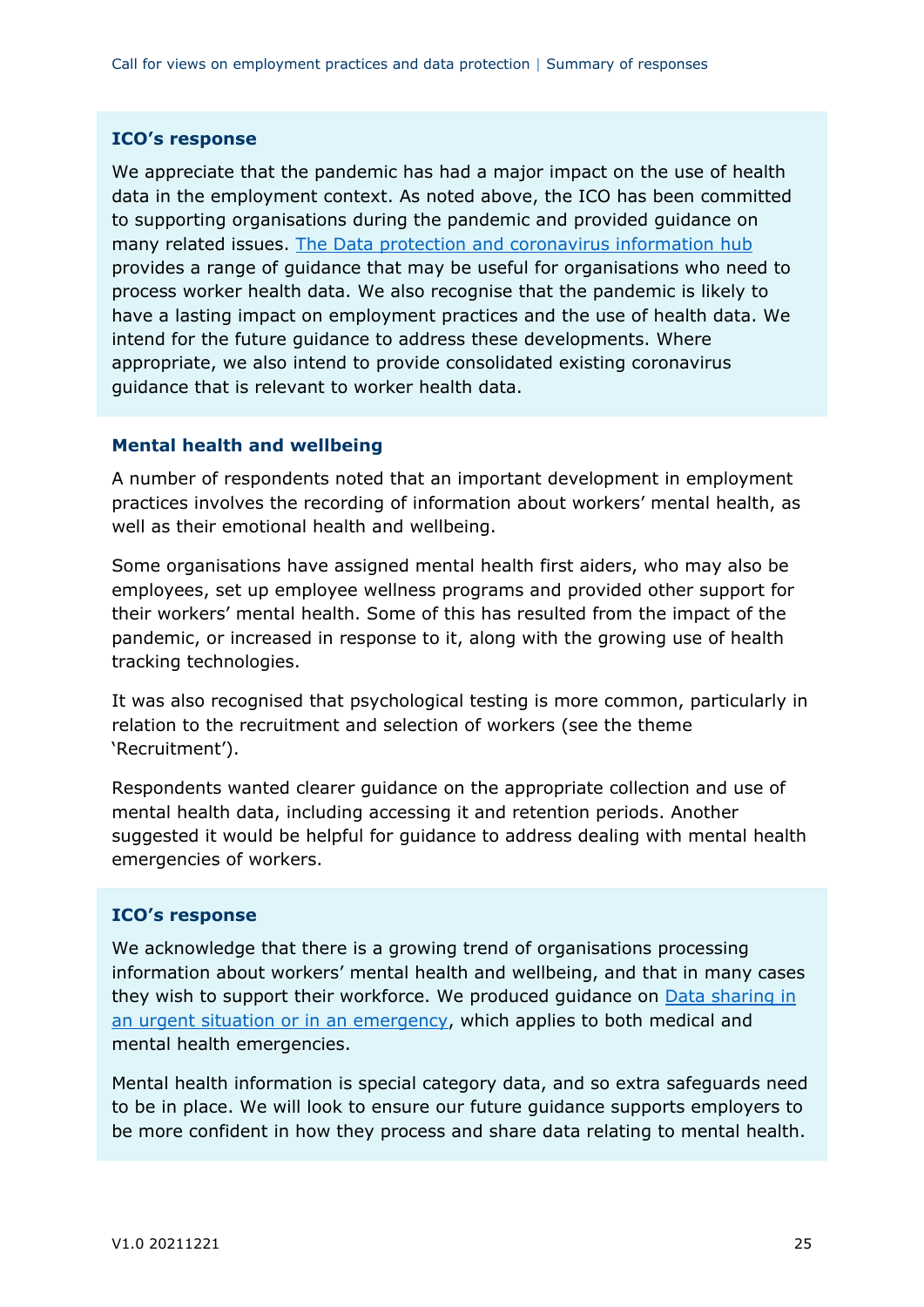### ICO's response

We appreciate that the pandemic has had a major impact on the use of health data in the employment context. As noted above, the ICO has been committed to supporting organisations during the pandemic and provided guidance on many related issues. [The Data protection and coronavirus information hub](#) provides a range of guidance that may be useful for organisations who need to process worker health data. We also recognise that the pandemic is likely to have a lasting impact on employment practices and the use of health data. We intend for the future guidance to address these developments. Where appropriate, we also intend to provide consolidated existing coronavirus guidance that is relevant to worker health data.

### Mental health and wellbeing

A number of respondents noted that an important development in employment practices involves the recording of information about workers' mental health, as well as their emotional health and wellbeing.

Some organisations have assigned mental health first aiders, who may also be employees, set up employee wellness programs and provided other support for their workers' mental health. Some of this has resulted from the impact of the pandemic, or increased in response to it, along with the growing use of health tracking technologies.

It was also recognised that psychological testing is more common, particularly in relation to the recruitment and selection of workers (see the theme 'Recruitment').

Respondents wanted clearer guidance on the appropriate collection and use of mental health data, including accessing it and retention periods. Another suggested it would be helpful for guidance to address dealing with mental health emergencies of workers.

### ICO's response

We acknowledge that there is a growing trend of organisations processing information about workers' mental health and wellbeing, and that in many cases they wish to support their workforce. We produced guidance on [Data sharing in an urgent situation or in an emergency](#), which applies to both medical and mental health emergencies.

Mental health information is special category data, and so extra safeguards need to be in place. We will look to ensure our future guidance supports employers to be more confident in how they process and share data relating to mental health.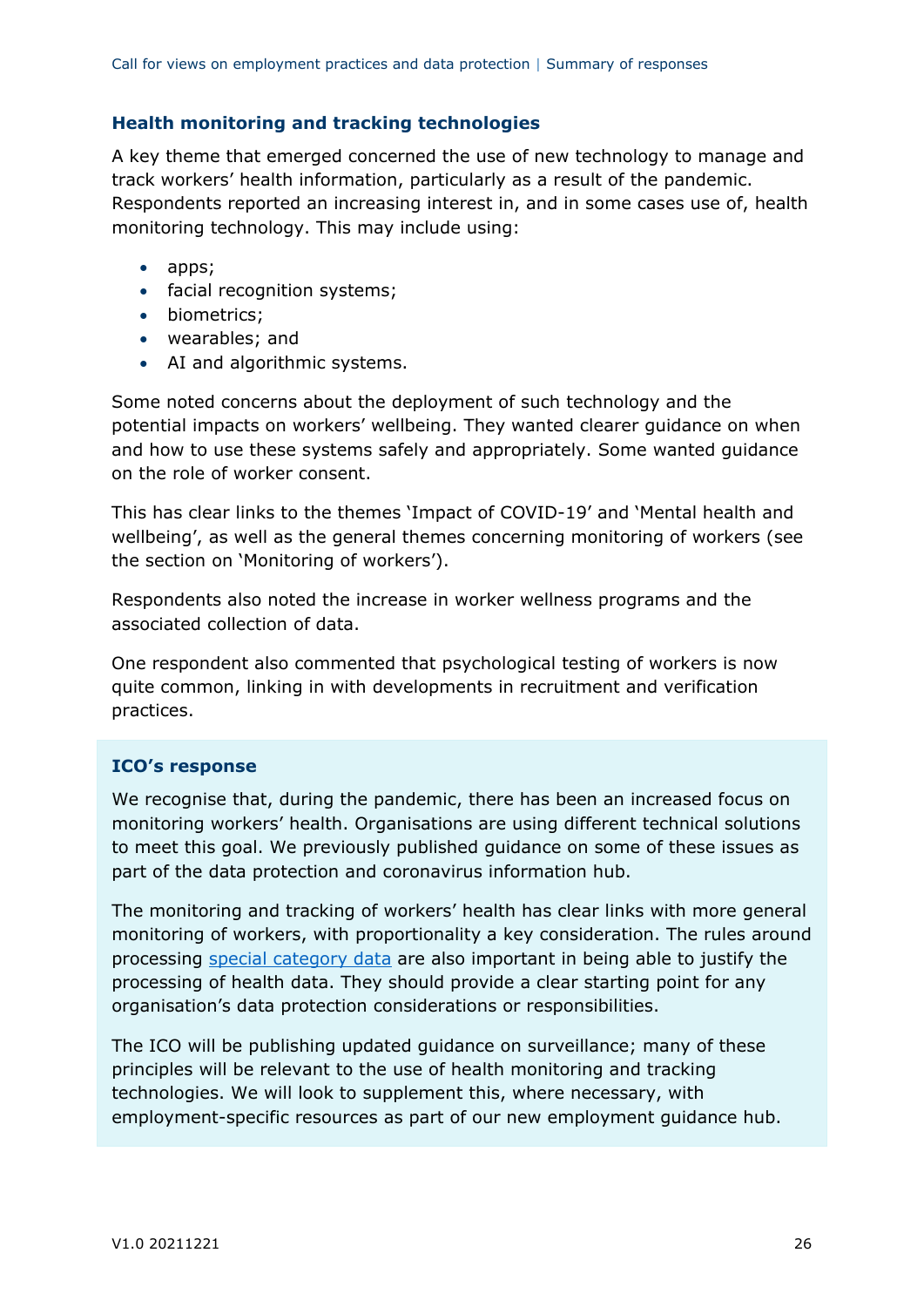### Health monitoring and tracking technologies

A key theme that emerged concerned the use of new technology to manage and track workers' health information, particularly as a result of the pandemic. Respondents reported an increasing interest in, and in some cases use of, health monitoring technology. This may include using:

- apps;
- facial recognition systems;
- biometrics;
- wearables; and
- AI and algorithmic systems.

Some noted concerns about the deployment of such technology and the potential impacts on workers' wellbeing. They wanted clearer guidance on when and how to use these systems safely and appropriately. Some wanted guidance on the role of worker consent.

This has clear links to the themes 'Impact of COVID-19' and 'Mental health and wellbeing', as well as the general themes concerning monitoring of workers (see the section on 'Monitoring of workers').

Respondents also noted the increase in worker wellness programs and the associated collection of data.

One respondent also commented that psychological testing of workers is now quite common, linking in with developments in recruitment and verification practices.

#### ICO's response

We recognise that, during the pandemic, there has been an increased focus on monitoring workers' health. Organisations are using different technical solutions to meet this goal. We previously published guidance on some of these issues as part of the data protection and coronavirus information hub.

The monitoring and tracking of workers' health has clear links with more general monitoring of workers, with proportionality a key consideration. The rules around processing special category data are also important in being able to justify the processing of health data. They should provide a clear starting point for any organisation's data protection considerations or responsibilities.

The ICO will be publishing updated guidance on surveillance; many of these principles will be relevant to the use of health monitoring and tracking technologies. We will look to supplement this, where necessary, with employment-specific resources as part of our new employment guidance hub.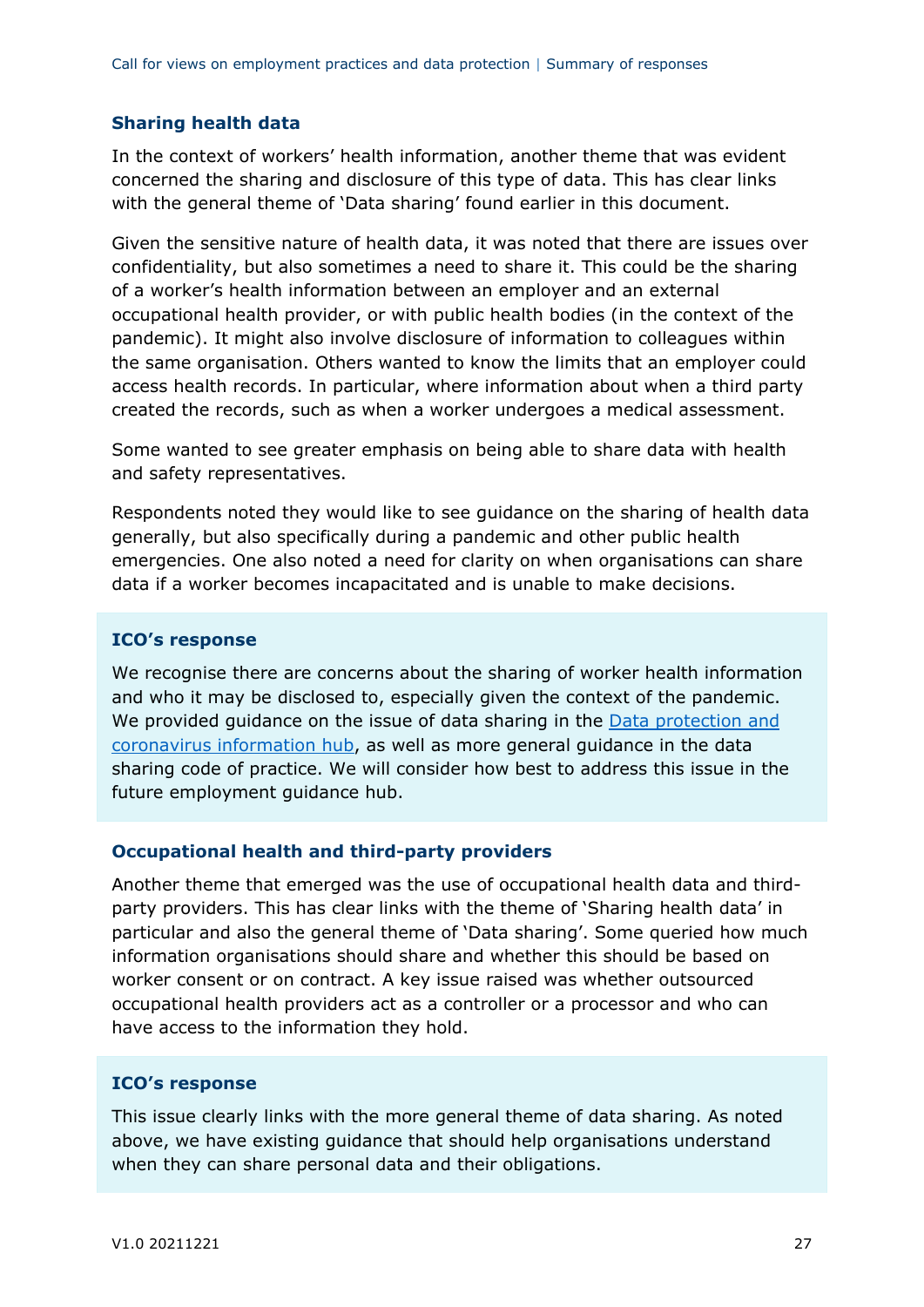### Sharing health data

In the context of workers' health information, another theme that was evident concerned the sharing and disclosure of this type of data. This has clear links with the general theme of 'Data sharing' found earlier in this document.

Given the sensitive nature of health data, it was noted that there are issues over confidentiality, but also sometimes a need to share it. This could be the sharing of a worker's health information between an employer and an external occupational health provider, or with public health bodies (in the context of the pandemic). It might also involve disclosure of information to colleagues within the same organisation. Others wanted to know the limits that an employer could access health records. In particular, where information about when a third party created the records, such as when a worker undergoes a medical assessment.

Some wanted to see greater emphasis on being able to share data with health and safety representatives.

Respondents noted they would like to see guidance on the sharing of health data generally, but also specifically during a pandemic and other public health emergencies. One also noted a need for clarity on when organisations can share data if a worker becomes incapacitated and is unable to make decisions.

**ICO's response**

We recognise there are concerns about the sharing of worker health information and who it may be disclosed to, especially given the context of the pandemic. We provided guidance on the issue of data sharing in the Data protection and coronavirus information hub, as well as more general guidance in the data sharing code of practice. We will consider how best to address this issue in the future employment guidance hub.

### Occupational health and third-party providers

Another theme that emerged was the use of occupational health data and third-party providers. This has clear links with the theme of 'Sharing health data' in particular and also the general theme of 'Data sharing'. Some queried how much information organisations should share and whether this should be based on worker consent or on contract. A key issue raised was whether outsourced occupational health providers act as a controller or a processor and who can have access to the information they hold.

**ICO's response**

This issue clearly links with the more general theme of data sharing. As noted above, we have existing guidance that should help organisations understand when they can share personal data and their obligations.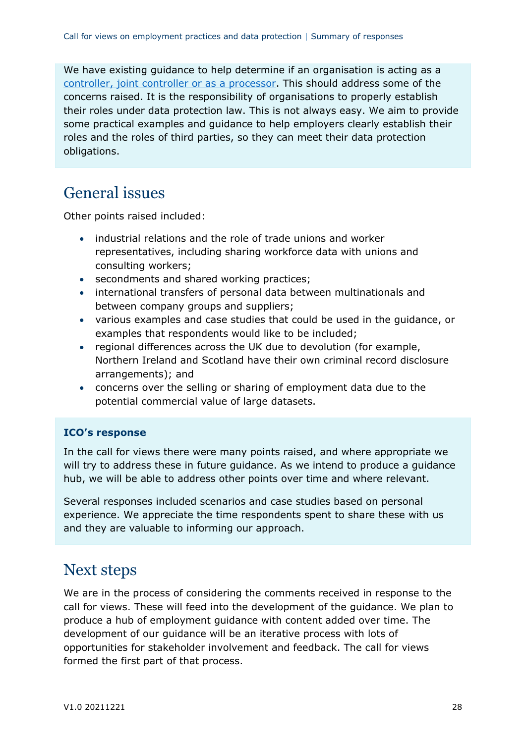We have existing guidance to help determine if an organisation is acting as a controller, joint controller or as a processor. This should address some of the concerns raised. It is the responsibility of organisations to properly establish their roles under data protection law. This is not always easy. We aim to provide some practical examples and guidance to help employers clearly establish their roles and the roles of third parties, so they can meet their data protection obligations.

## General issues

Other points raised included:

- industrial relations and the role of trade unions and worker representatives, including sharing workforce data with unions and consulting workers;
- secondments and shared working practices;
- international transfers of personal data between multinationals and between company groups and suppliers;
- various examples and case studies that could be used in the guidance, or examples that respondents would like to be included;
- regional differences across the UK due to devolution (for example, Northern Ireland and Scotland have their own criminal record disclosure arrangements); and
- concerns over the selling or sharing of employment data due to the potential commercial value of large datasets.

**ICO's response**

In the call for views there were many points raised, and where appropriate we will try to address these in future guidance. As we intend to produce a guidance hub, we will be able to address other points over time and where relevant.

Several responses included scenarios and case studies based on personal experience. We appreciate the time respondents spent to share these with us and they are valuable to informing our approach.

## Next steps

We are in the process of considering the comments received in response to the call for views. These will feed into the development of the guidance. We plan to produce a hub of employment guidance with content added over time. The development of our guidance will be an iterative process with lots of opportunities for stakeholder involvement and feedback. The call for views formed the first part of that process.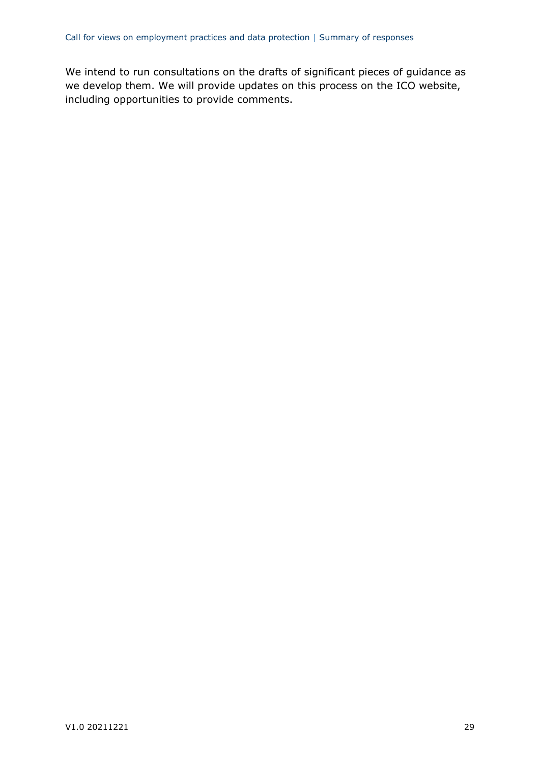We intend to run consultations on the drafts of significant pieces of guidance as we develop them. We will provide updates on this process on the ICO website, including opportunities to provide comments.